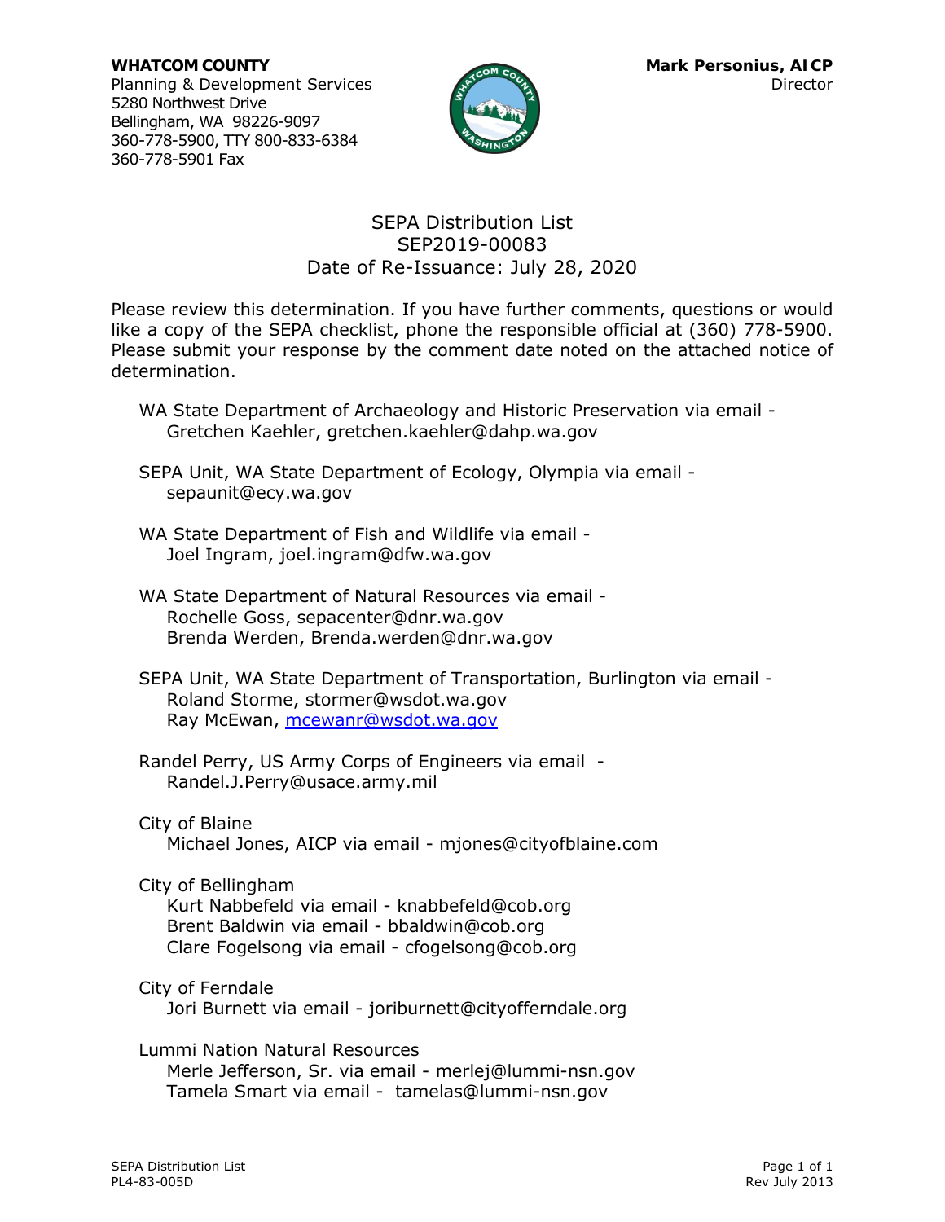**WHATCOM COUNTY**
Planning & Development Services
5280 Northwest Drive
Bellingham, WA 98226-9097
360-778-5900, TTY 800-833-6384
360-778-5901 Fax

**Mark Personius, AICP**
Director

# SEPA Distribution List
## SEP2019-00083
## Date of Re-Issuance: July 28, 2020

Please review this determination. If you have further comments, questions or would like a copy of the SEPA checklist, phone the responsible official at (360) 778-5900. Please submit your response by the comment date noted on the attached notice of determination.

WA State Department of Archaeology and Historic Preservation via email -
Gretchen Kaehler, gretchen.kaehler@dahp.wa.gov

SEPA Unit, WA State Department of Ecology, Olympia via email -
sepaunit@ecy.wa.gov

WA State Department of Fish and Wildlife via email -
Joel Ingram, joel.ingram@dfw.wa.gov

WA State Department of Natural Resources via email -
Rochelle Goss, sepacenter@dnr.wa.gov
Brenda Werden, Brenda.werden@dnr.wa.gov

SEPA Unit, WA State Department of Transportation, Burlington via email -
Roland Storme, stormer@wsdot.wa.gov
Ray McEwan, mcewanr@wsdot.wa.gov

Randel Perry, US Army Corps of Engineers via email -
Randel.J.Perry@usace.army.mil

City of Blaine
Michael Jones, AICP via email - mjones@cityofblaine.com

City of Bellingham
Kurt Nabbefeld via email - knabbefeld@cob.org
Brent Baldwin via email - bbaldwin@cob.org
Clare Fogelsong via email - cfogelsong@cob.org

City of Ferndale
Jori Burnett via email - joriburnett@cityofferndale.org

Lummi Nation Natural Resources
Merle Jefferson, Sr. via email - merlej@lummi-nsn.gov
Tamela Smart via email - tamelas@lummi-nsn.gov

SEPA Distribution List
PL4-83-005D

Rev July 2013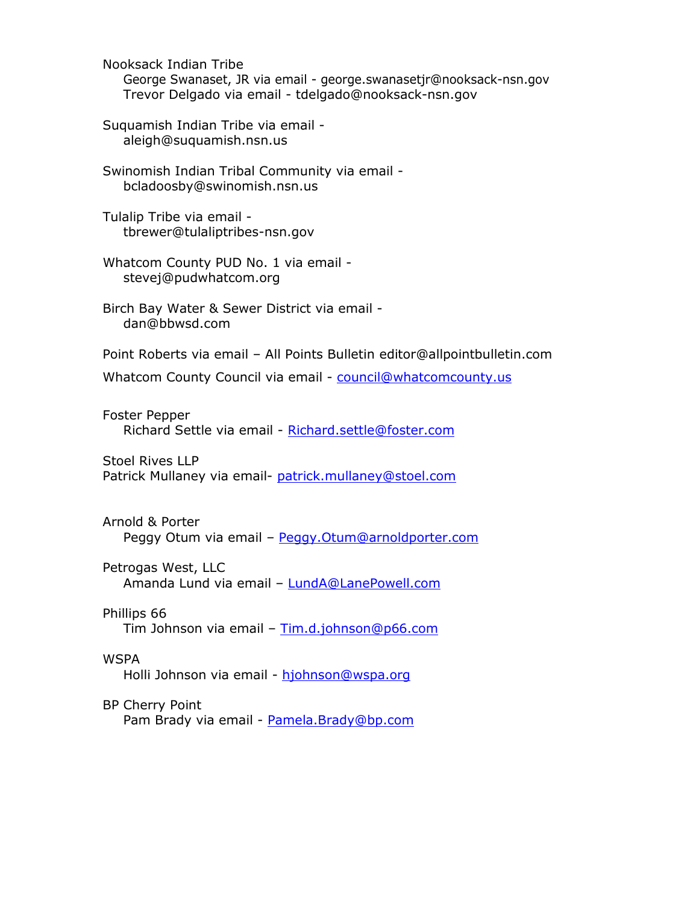Nooksack Indian Tribe
George Swanaset, JR via email - george.swanasetjr@nooksack-nsn.gov
Trevor Delgado via email - tdelgado@nooksack-nsn.gov

Suquamish Indian Tribe via email -
aleigh@suquamish.nsn.us

Swinomish Indian Tribal Community via email -
bcladoosby@swinomish.nsn.us

Tulalip Tribe via email -
tbrewer@tulaliptribes-nsn.gov

Whatcom County PUD No. 1 via email -
stevej@pudwhatcom.org

Birch Bay Water & Sewer District via email -
dan@bbwsd.com

Point Roberts via email – All Points Bulletin editor@allpointbulletin.com

Whatcom County Council via email - council@whatcomcounty.us

Foster Pepper
Richard Settle via email - Richard.settle@foster.com

Stoel Rives LLP
Patrick Mullaney via email- patrick.mullaney@stoel.com

Arnold & Porter
Peggy Otum via email – Peggy.Otum@arnoldporter.com

Petrogas West, LLC
Amanda Lund via email – LundA@LanePowell.com

Phillips 66
Tim Johnson via email – Tim.d.johnson@p66.com

WSPA
Holli Johnson via email - hjohnson@wspa.org

BP Cherry Point
Pam Brady via email - Pamela.Brady@bp.com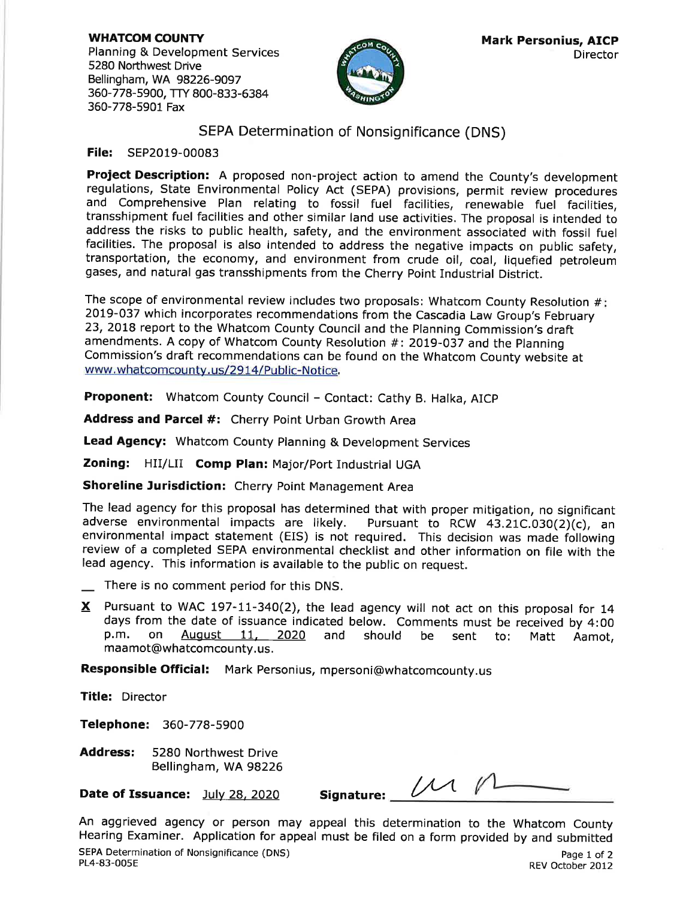**WHATCOM COUNTY**
Planning & Development Services
5280 Northwest Drive
Bellingham, WA 98226-9097
360-778-5900, TTY 800-833-6384
360-778-5901 Fax

**Mark Personius, AICP**
Director

# SEPA Determination of Nonsignificance (DNS)

**File:** SEP2019-00083

**Project Description:** A proposed non-project action to amend the County's development regulations, State Environmental Policy Act (SEPA) provisions, permit review procedures and Comprehensive Plan relating to fossil fuel facilities, renewable fuel facilities, transshipment fuel facilities and other similar land use activities. The proposal is intended to address the risks to public health, safety, and the environment associated with fossil fuel facilities. The proposal is also intended to address the negative impacts on public safety, transportation, the economy, and environment from crude oil, coal, liquefied petroleum gases, and natural gas transshipments from the Cherry Point Industrial District.

The scope of environmental review includes two proposals: Whatcom County Resolution #: 2019-037 which incorporates recommendations from the Cascadia Law Group's February 23, 2018 report to the Whatcom County Council and the Planning Commission's draft amendments. A copy of Whatcom County Resolution #: 2019-037 and the Planning Commission's draft recommendations can be found on the Whatcom County website at www.whatcomcounty.us/2914/Public-Notice.

**Proponent:** Whatcom County Council – Contact: Cathy B. Halka, AICP

**Address and Parcel #:** Cherry Point Urban Growth Area

**Lead Agency:** Whatcom County Planning & Development Services

**Zoning:** HII/LII **Comp Plan:** Major/Port Industrial UGA

**Shoreline Jurisdiction:** Cherry Point Management Area

The lead agency for this proposal has determined that with proper mitigation, no significant adverse environmental impacts are likely. Pursuant to RCW 43.21C.030(2)(c), an environmental impact statement (EIS) is not required. This decision was made following review of a completed SEPA environmental checklist and other information on file with the lead agency. This information is available to the public on request.

__ There is no comment period for this DNS.

**X** Pursuant to WAC 197-11-340(2), the lead agency will not act on this proposal for 14 days from the date of issuance indicated below. Comments must be received by 4:00 p.m. on August 11, 2020 and should be sent to: Matt Aamot, maamot@whatcomcounty.us.

**Responsible Official:** Mark Personius, mpersoni@whatcomcounty.us

**Title:** Director

**Telephone:** 360-778-5900

**Address:** 5280 Northwest Drive
Bellingham, WA 98226

**Date of Issuance:** July 28, 2020 **Signature:** ____________

An aggrieved agency or person may appeal this determination to the Whatcom County Hearing Examiner. Application for appeal must be filed on a form provided by and submitted

SEPA Determination of Nonsignificance (DNS)
PL4-83-005E
REV October 2012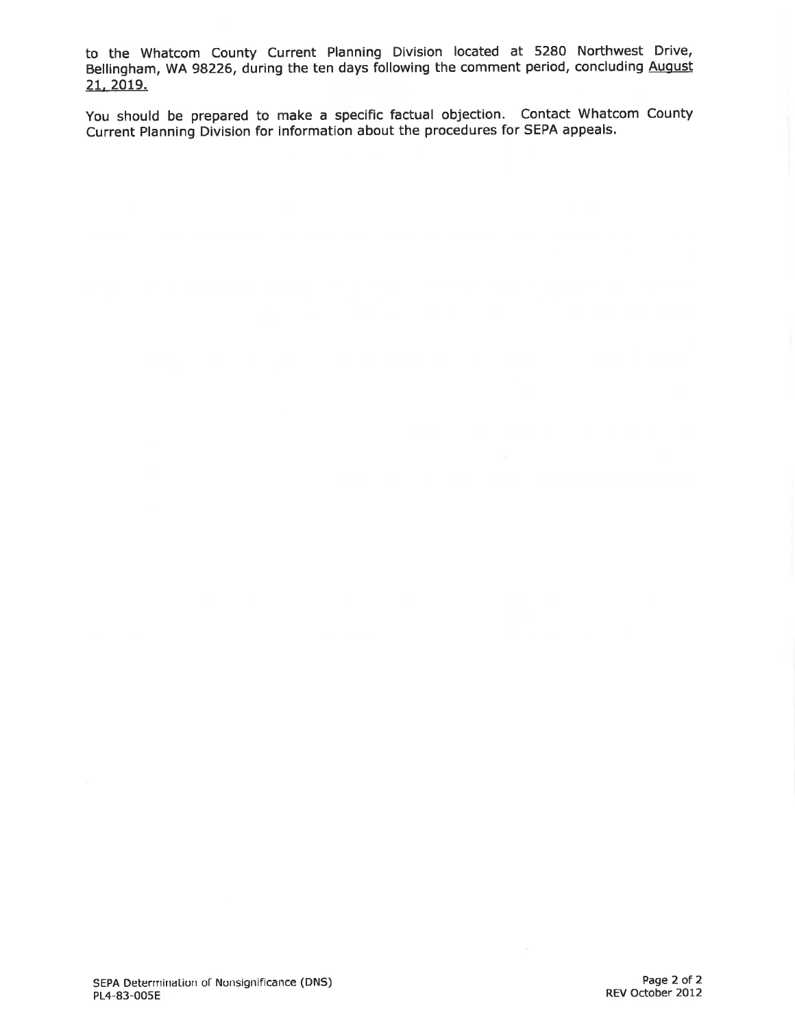to the Whatcom County Current Planning Division located at 5280 Northwest Drive, Bellingham, WA 98226, during the ten days following the comment period, concluding August 21, 2019.

You should be prepared to make a specific factual objection. Contact Whatcom County Current Planning Division for information about the procedures for SEPA appeals.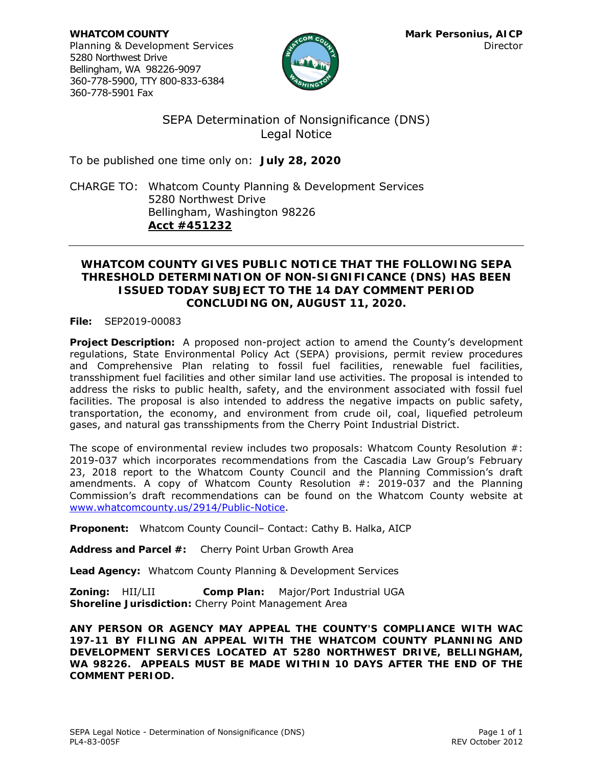**WHATCOM COUNTY**
Planning & Development Services
5280 Northwest Drive
Bellingham, WA 98226-9097
360-778-5900, TTY 800-833-6384
360-778-5901 Fax

**Mark Personius, AICP**
Director

# SEPA Determination of Nonsignificance (DNS) Legal Notice

To be published one time only on: **July 28, 2020**

CHARGE TO: Whatcom County Planning & Development Services
5280 Northwest Drive
Bellingham, Washington 98226
**Acct #451232**

---

**WHATCOM COUNTY GIVES PUBLIC NOTICE THAT THE FOLLOWING SEPA THRESHOLD DETERMINATION OF NON-SIGNIFICANCE (DNS) HAS BEEN ISSUED TODAY SUBJECT TO THE 14 DAY COMMENT PERIOD CONCLUDING ON, AUGUST 11, 2020.**

**File:** SEP2019-00083

**Project Description:** A proposed non-project action to amend the County's development regulations, State Environmental Policy Act (SEPA) provisions, permit review procedures and Comprehensive Plan relating to fossil fuel facilities, renewable fuel facilities, transshipment fuel facilities and other similar land use activities. The proposal is intended to address the risks to public health, safety, and the environment associated with fossil fuel facilities. The proposal is also intended to address the negative impacts on public safety, transportation, the economy, and environment from crude oil, coal, liquefied petroleum gases, and natural gas transshipments from the Cherry Point Industrial District.

The scope of environmental review includes two proposals: Whatcom County Resolution #: 2019-037 which incorporates recommendations from the Cascadia Law Group's February 23, 2018 report to the Whatcom County Council and the Planning Commission's draft amendments. A copy of Whatcom County Resolution #: 2019-037 and the Planning Commission's draft recommendations can be found on the Whatcom County website at www.whatcomcounty.us/2914/Public-Notice.

**Proponent:** Whatcom County Council– Contact: Cathy B. Halka, AICP

**Address and Parcel #:** Cherry Point Urban Growth Area

**Lead Agency:** Whatcom County Planning & Development Services

**Zoning:** HII/LII **Comp Plan:** Major/Port Industrial UGA
**Shoreline Jurisdiction:** Cherry Point Management Area

**ANY PERSON OR AGENCY MAY APPEAL THE COUNTY'S COMPLIANCE WITH WAC 197-11 BY FILING AN APPEAL WITH THE WHATCOM COUNTY PLANNING AND DEVELOPMENT SERVICES LOCATED AT 5280 NORTHWEST DRIVE, BELLINGHAM, WA 98226. APPEALS MUST BE MADE WITHIN 10 DAYS AFTER THE END OF THE COMMENT PERIOD.**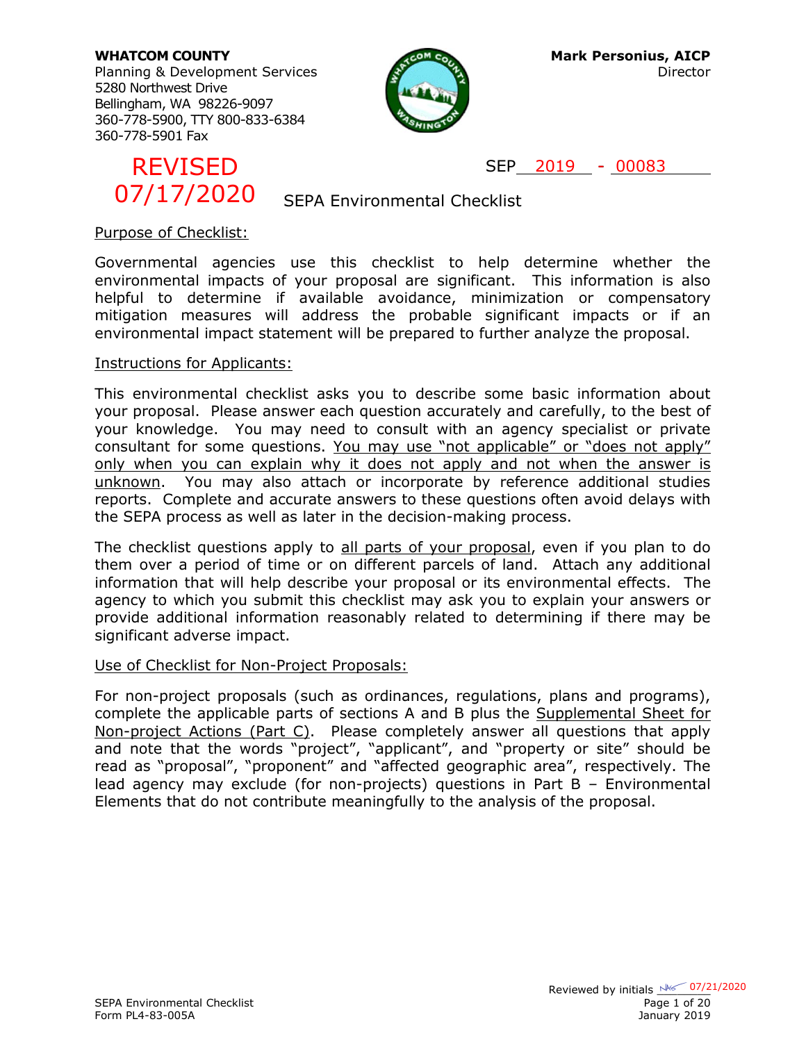**WHATCOM COUNTY**
Planning & Development Services
5280 Northwest Drive
Bellingham, WA 98226-9097
360-778-5900, TTY 800-833-6384
360-778-5901 Fax

**Mark Personius, AICP**
Director

REVISED
07/17/2020

SEP 2019 - 00083

# SEPA Environmental Checklist

## Purpose of Checklist:

Governmental agencies use this checklist to help determine whether the environmental impacts of your proposal are significant. This information is also helpful to determine if available avoidance, minimization or compensatory mitigation measures will address the probable significant impacts or if an environmental impact statement will be prepared to further analyze the proposal.

## Instructions for Applicants:

This environmental checklist asks you to describe some basic information about your proposal. Please answer each question accurately and carefully, to the best of your knowledge. You may need to consult with an agency specialist or private consultant for some questions. You may use "not applicable" or "does not apply" only when you can explain why it does not apply and not when the answer is unknown. You may also attach or incorporate by reference additional studies reports. Complete and accurate answers to these questions often avoid delays with the SEPA process as well as later in the decision-making process.

The checklist questions apply to all parts of your proposal, even if you plan to do them over a period of time or on different parcels of land. Attach any additional information that will help describe your proposal or its environmental effects. The agency to which you submit this checklist may ask you to explain your answers or provide additional information reasonably related to determining if there may be significant adverse impact.

## Use of Checklist for Non-Project Proposals:

For non-project proposals (such as ordinances, regulations, plans and programs), complete the applicable parts of sections A and B plus the Supplemental Sheet for Non-project Actions (Part C). Please completely answer all questions that apply and note that the words "project", "applicant", and "property or site" should be read as "proposal", "proponent" and "affected geographic area", respectively. The lead agency may exclude (for non-projects) questions in Part B – Environmental Elements that do not contribute meaningfully to the analysis of the proposal.

Reviewed by initials NKS 07/21/2020

SEPA Environmental Checklist
Form PL4-83-005A
January 2019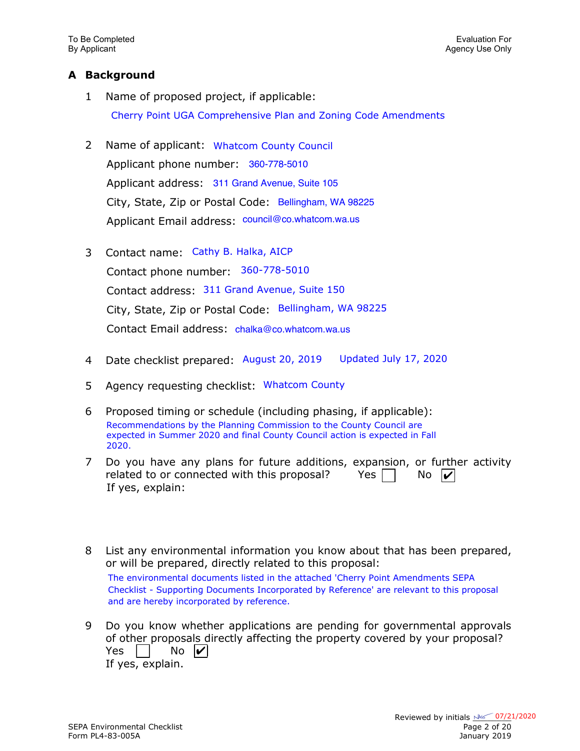To Be Completed By Applicant

Evaluation For Agency Use Only

## A Background

1. Name of proposed project, if applicable:
   Cherry Point UGA Comprehensive Plan and Zoning Code Amendments

2. Name of applicant: Whatcom County Council
   Applicant phone number: 360-778-5010
   Applicant address: 311 Grand Avenue, Suite 105
   City, State, Zip or Postal Code: Bellingham, WA 98225
   Applicant Email address: council@co.whatcom.wa.us

3. Contact name: Cathy B. Halka, AICP
   Contact phone number: 360-778-5010
   Contact address: 311 Grand Avenue, Suite 150
   City, State, Zip or Postal Code: Bellingham, WA 98225
   Contact Email address: chalka@co.whatcom.wa.us

4. Date checklist prepared: August 20, 2019 Updated July 17, 2020

5. Agency requesting checklist: Whatcom County

6. Proposed timing or schedule (including phasing, if applicable):
   Recommendations by the Planning Commission to the County Council are expected in Summer 2020 and final County Council action is expected in Fall 2020.

7. Do you have any plans for future additions, expansion, or further activity related to or connected with this proposal? Yes ☐ No ☑
   If yes, explain:

8. List any environmental information you know about that has been prepared, or will be prepared, directly related to this proposal:
   The environmental documents listed in the attached 'Cherry Point Amendments SEPA Checklist - Supporting Documents Incorporated by Reference' are relevant to this proposal and are hereby incorporated by reference.

9. Do you know whether applications are pending for governmental approvals of other proposals directly affecting the property covered by your proposal?
   Yes ☐ No ☑
   If yes, explain.

Reviewed by initials NKS 07/21/2020

SEPA Environmental Checklist
Form PL4-83-005A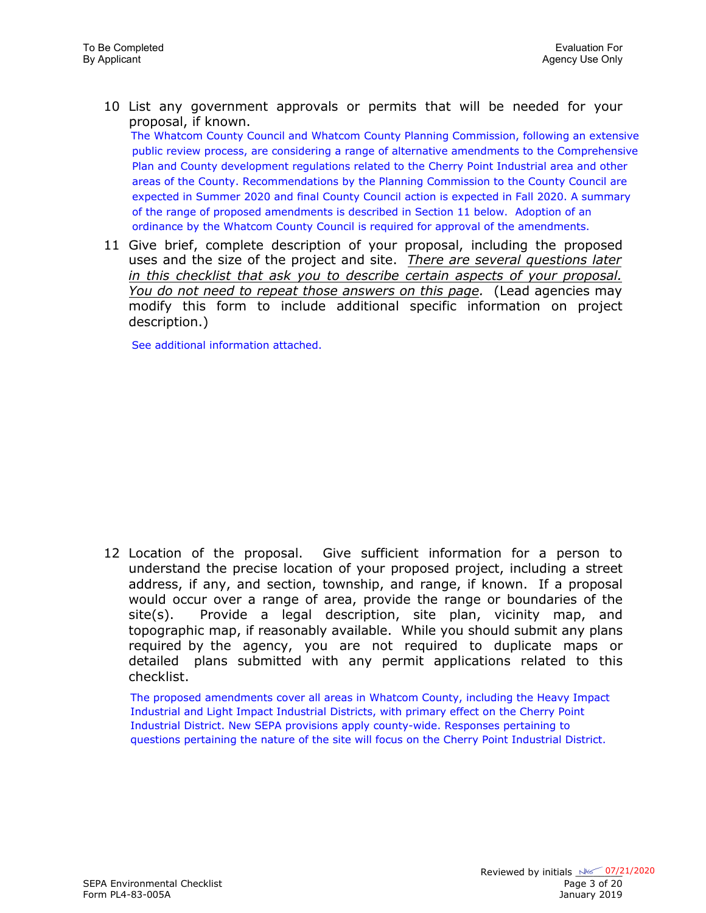10 List any government approvals or permits that will be needed for your proposal, if known.

The Whatcom County Council and Whatcom County Planning Commission, following an extensive public review process, are considering a range of alternative amendments to the Comprehensive Plan and County development regulations related to the Cherry Point Industrial area and other areas of the County. Recommendations by the Planning Commission to the County Council are expected in Summer 2020 and final County Council action is expected in Fall 2020. A summary of the range of proposed amendments is described in Section 11 below. Adoption of an ordinance by the Whatcom County Council is required for approval of the amendments.

11 Give brief, complete description of your proposal, including the proposed uses and the size of the project and site. *There are several questions later in this checklist that ask you to describe certain aspects of your proposal. You do not need to repeat those answers on this page.* (Lead agencies may modify this form to include additional specific information on project description.)

See additional information attached.

12 Location of the proposal. Give sufficient information for a person to understand the precise location of your proposed project, including a street address, if any, and section, township, and range, if known. If a proposal would occur over a range of area, provide the range or boundaries of the site(s). Provide a legal description, site plan, vicinity map, and topographic map, if reasonably available. While you should submit any plans required by the agency, you are not required to duplicate maps or detailed plans submitted with any permit applications related to this checklist.

The proposed amendments cover all areas in Whatcom County, including the Heavy Impact Industrial and Light Impact Industrial Districts, with primary effect on the Cherry Point Industrial District. New SEPA provisions apply county-wide. Responses pertaining to questions pertaining the nature of the site will focus on the Cherry Point Industrial District.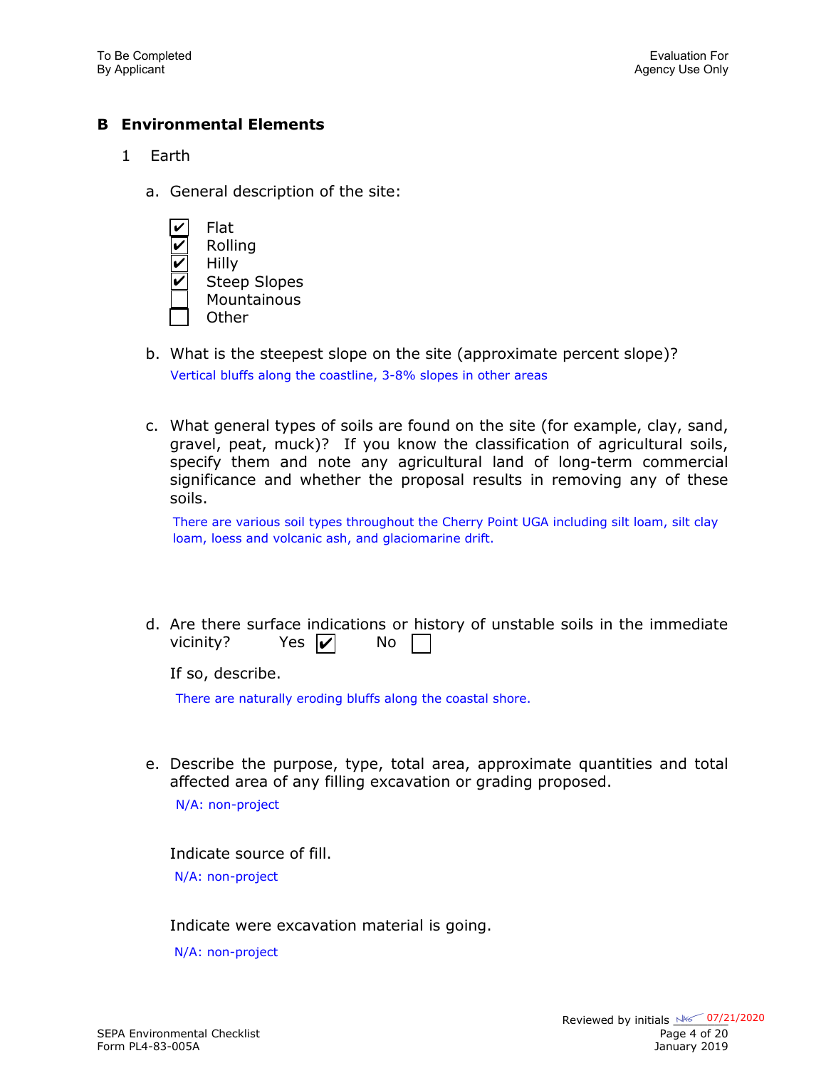## B Environmental Elements

1 Earth

a. General description of the site:

- [x] Flat
- [x] Rolling
- [x] Hilly
- [x] Steep Slopes
- [ ] Mountainous
- [ ] Other

b. What is the steepest slope on the site (approximate percent slope)?

Vertical bluffs along the coastline, 3-8% slopes in other areas

c. What general types of soils are found on the site (for example, clay, sand, gravel, peat, muck)? If you know the classification of agricultural soils, specify them and note any agricultural land of long-term commercial significance and whether the proposal results in removing any of these soils.

There are various soil types throughout the Cherry Point UGA including silt loam, silt clay loam, loess and volcanic ash, and glaciomarine drift.

d. Are there surface indications or history of unstable soils in the immediate vicinity? Yes [x] No [ ]

If so, describe.

There are naturally eroding bluffs along the coastal shore.

e. Describe the purpose, type, total area, approximate quantities and total affected area of any filling excavation or grading proposed.

N/A: non-project

Indicate source of fill.

N/A: non-project

Indicate were excavation material is going.

N/A: non-project

Reviewed by initials NK 07/21/2020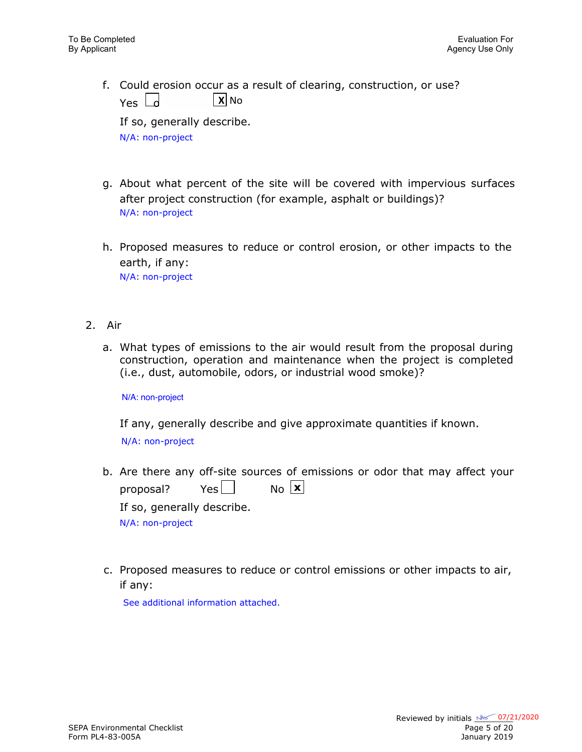f. Could erosion occur as a result of clearing, construction, or use?

Yes ☐ &nbsp;&nbsp;&nbsp;&nbsp; ☒ No

If so, generally describe.

N/A: non-project

g. About what percent of the site will be covered with impervious surfaces after project construction (for example, asphalt or buildings)?

N/A: non-project

h. Proposed measures to reduce or control erosion, or other impacts to the earth, if any:

N/A: non-project

2. Air

a. What types of emissions to the air would result from the proposal during construction, operation and maintenance when the project is completed (i.e., dust, automobile, odors, or industrial wood smoke)?

N/A: non-project

If any, generally describe and give approximate quantities if known.

N/A: non-project

b. Are there any off-site sources of emissions or odor that may affect your proposal? &nbsp;&nbsp; Yes ☐ &nbsp;&nbsp; No ☒

If so, generally describe.

N/A: non-project

c. Proposed measures to reduce or control emissions or other impacts to air, if any:

See additional information attached.

Reviewed by initials NAS 07/21/2020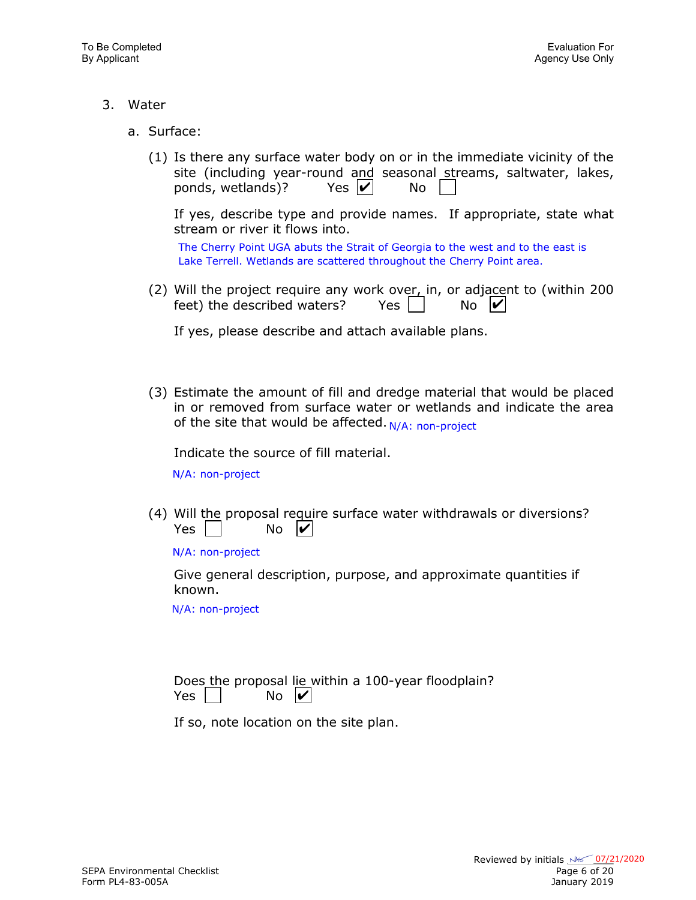3. Water

a. Surface:

(1) Is there any surface water body on or in the immediate vicinity of the site (including year-round and seasonal streams, saltwater, lakes, ponds, wetlands)? Yes ☑ No ☐

If yes, describe type and provide names. If appropriate, state what stream or river it flows into.

The Cherry Point UGA abuts the Strait of Georgia to the west and to the east is Lake Terrell. Wetlands are scattered throughout the Cherry Point area.

(2) Will the project require any work over, in, or adjacent to (within 200 feet) the described waters? Yes ☐ No ☑

If yes, please describe and attach available plans.

(3) Estimate the amount of fill and dredge material that would be placed in or removed from surface water or wetlands and indicate the area of the site that would be affected. N/A: non-project

Indicate the source of fill material.

N/A: non-project

(4) Will the proposal require surface water withdrawals or diversions?
Yes ☐ No ☑

N/A: non-project

Give general description, purpose, and approximate quantities if known.

N/A: non-project

Does the proposal lie within a 100-year floodplain?
Yes ☐ No ☑

If so, note location on the site plan.

Reviewed by initials NAS 07/21/2020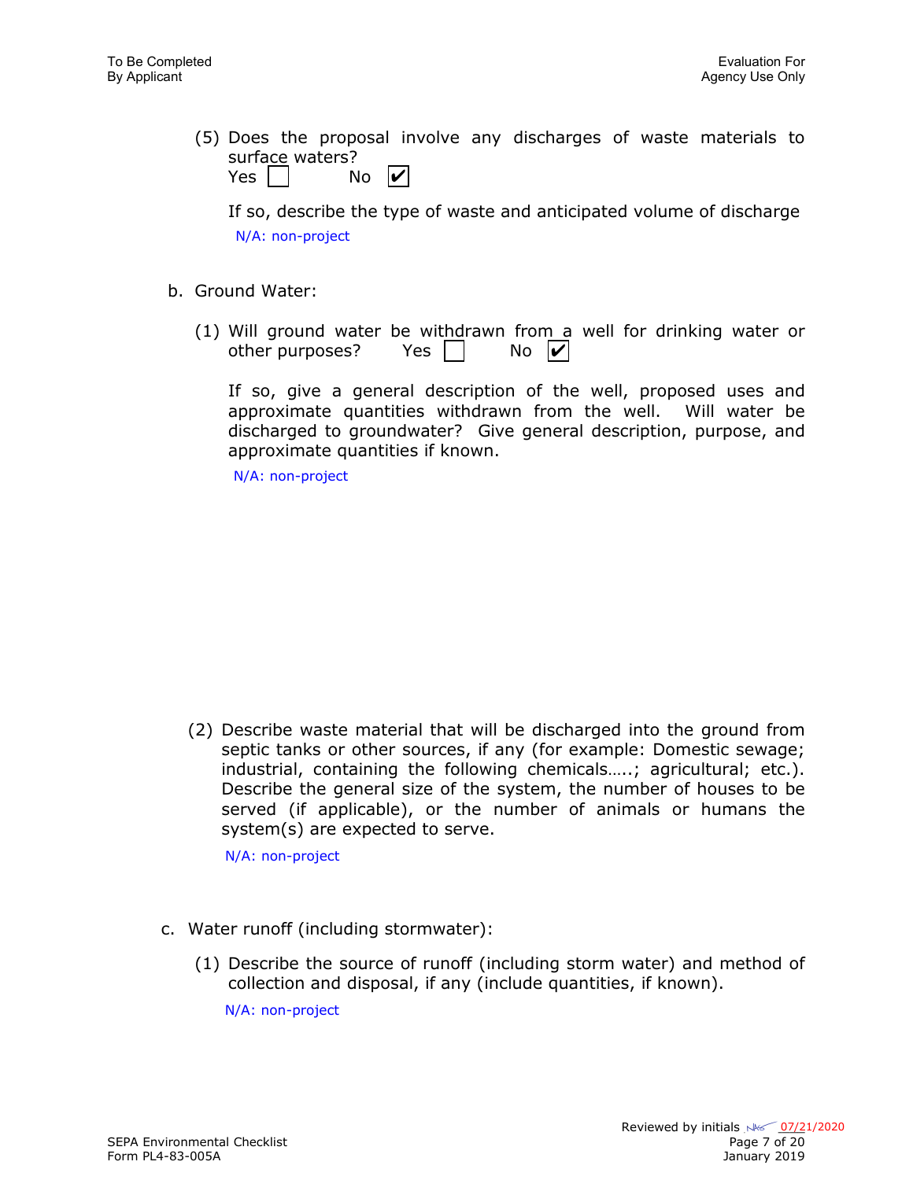(5) Does the proposal involve any discharges of waste materials to surface waters?
Yes ☐ No ☑

If so, describe the type of waste and anticipated volume of discharge

N/A: non-project

b. Ground Water:

(1) Will ground water be withdrawn from a well for drinking water or other purposes? Yes ☐ No ☑

If so, give a general description of the well, proposed uses and approximate quantities withdrawn from the well. Will water be discharged to groundwater? Give general description, purpose, and approximate quantities if known.

N/A: non-project

(2) Describe waste material that will be discharged into the ground from septic tanks or other sources, if any (for example: Domestic sewage; industrial, containing the following chemicals…..; agricultural; etc.). Describe the general size of the system, the number of houses to be served (if applicable), or the number of animals or humans the system(s) are expected to serve.

N/A: non-project

c. Water runoff (including stormwater):

(1) Describe the source of runoff (including storm water) and method of collection and disposal, if any (include quantities, if known).

N/A: non-project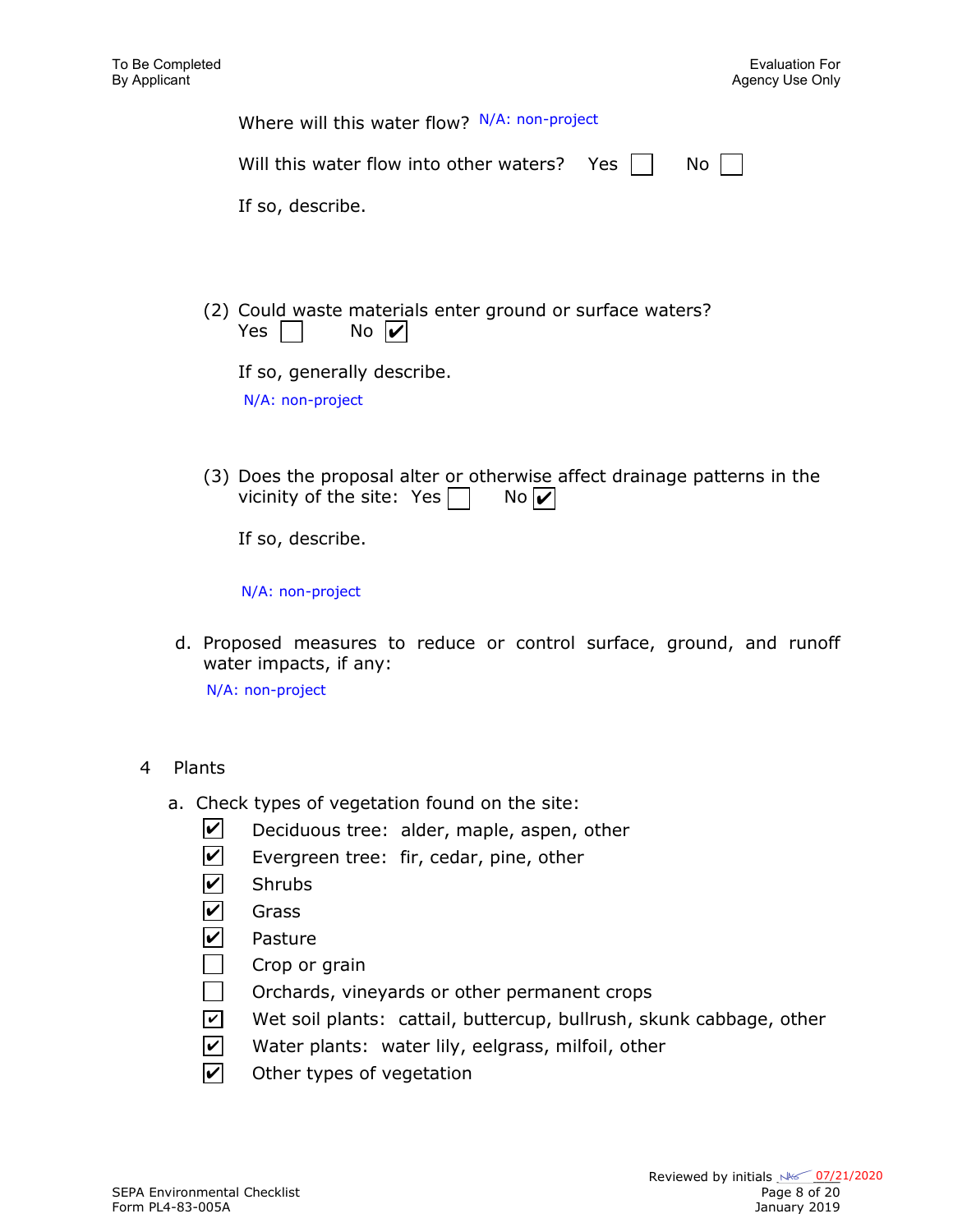Where will this water flow? N/A: non-project

Will this water flow into other waters? Yes ☐ No ☐

If so, describe.

(2) Could waste materials enter ground or surface waters?
Yes ☐ No ☑

If so, generally describe.

N/A: non-project

(3) Does the proposal alter or otherwise affect drainage patterns in the vicinity of the site: Yes ☐ No ☑

If so, describe.

N/A: non-project

d. Proposed measures to reduce or control surface, ground, and runoff water impacts, if any:

N/A: non-project

4 Plants

a. Check types of vegetation found on the site:

- ☑ Deciduous tree: alder, maple, aspen, other
- ☑ Evergreen tree: fir, cedar, pine, other
- ☑ Shrubs
- ☑ Grass
- ☑ Pasture
- ☐ Crop or grain
- ☐ Orchards, vineyards or other permanent crops
- ☑ Wet soil plants: cattail, buttercup, bullrush, skunk cabbage, other
- ☑ Water plants: water lily, eelgrass, milfoil, other
- ☑ Other types of vegetation

Reviewed by initials NKG 07/21/2020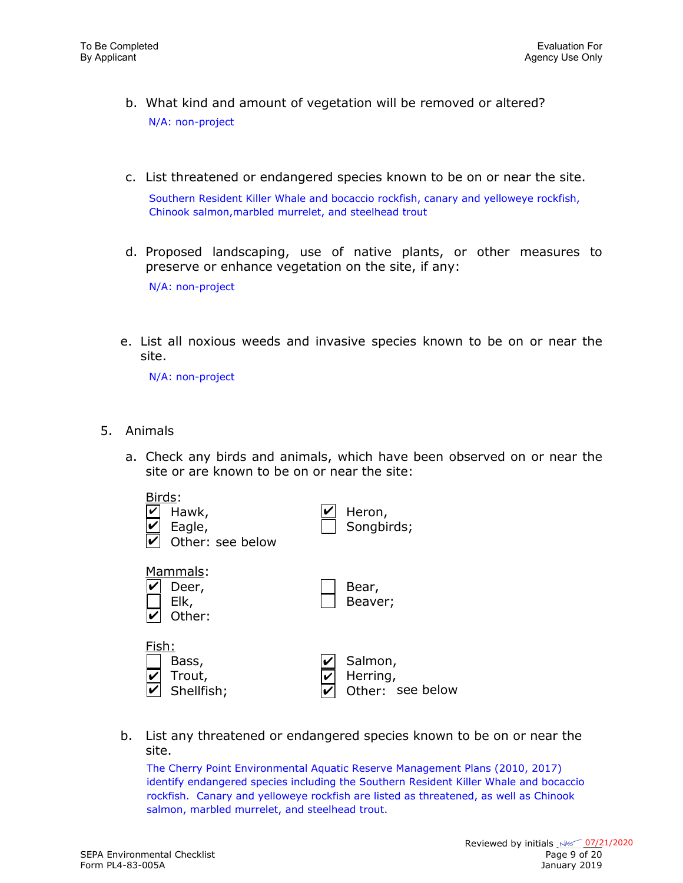b. What kind and amount of vegetation will be removed or altered?

N/A: non-project

c. List threatened or endangered species known to be on or near the site.

Southern Resident Killer Whale and bocaccio rockfish, canary and yelloweye rockfish, Chinook salmon,marbled murrelet, and steelhead trout

d. Proposed landscaping, use of native plants, or other measures to preserve or enhance vegetation on the site, if any:

N/A: non-project

e. List all noxious weeds and invasive species known to be on or near the site.

N/A: non-project

5. Animals

a. Check any birds and animals, which have been observed on or near the site or are known to be on or near the site:

Birds:

- [x] Hawk,
- [x] Eagle,
- [x] Other: see below
- [x] Heron,
- [ ] Songbirds;

Mammals:

- [x] Deer,
- [ ] Elk,
- [x] Other:
- [ ] Bear,
- [ ] Beaver;

Fish:

- [ ] Bass,
- [x] Trout,
- [x] Shellfish;
- [x] Salmon,
- [x] Herring,
- [x] Other: see below

b. List any threatened or endangered species known to be on or near the site.

The Cherry Point Environmental Aquatic Reserve Management Plans (2010, 2017) identify endangered species including the Southern Resident Killer Whale and bocaccio rockfish. Canary and yelloweye rockfish are listed as threatened, as well as Chinook salmon, marbled murrelet, and steelhead trout.

Reviewed by initials NKS 07/21/2020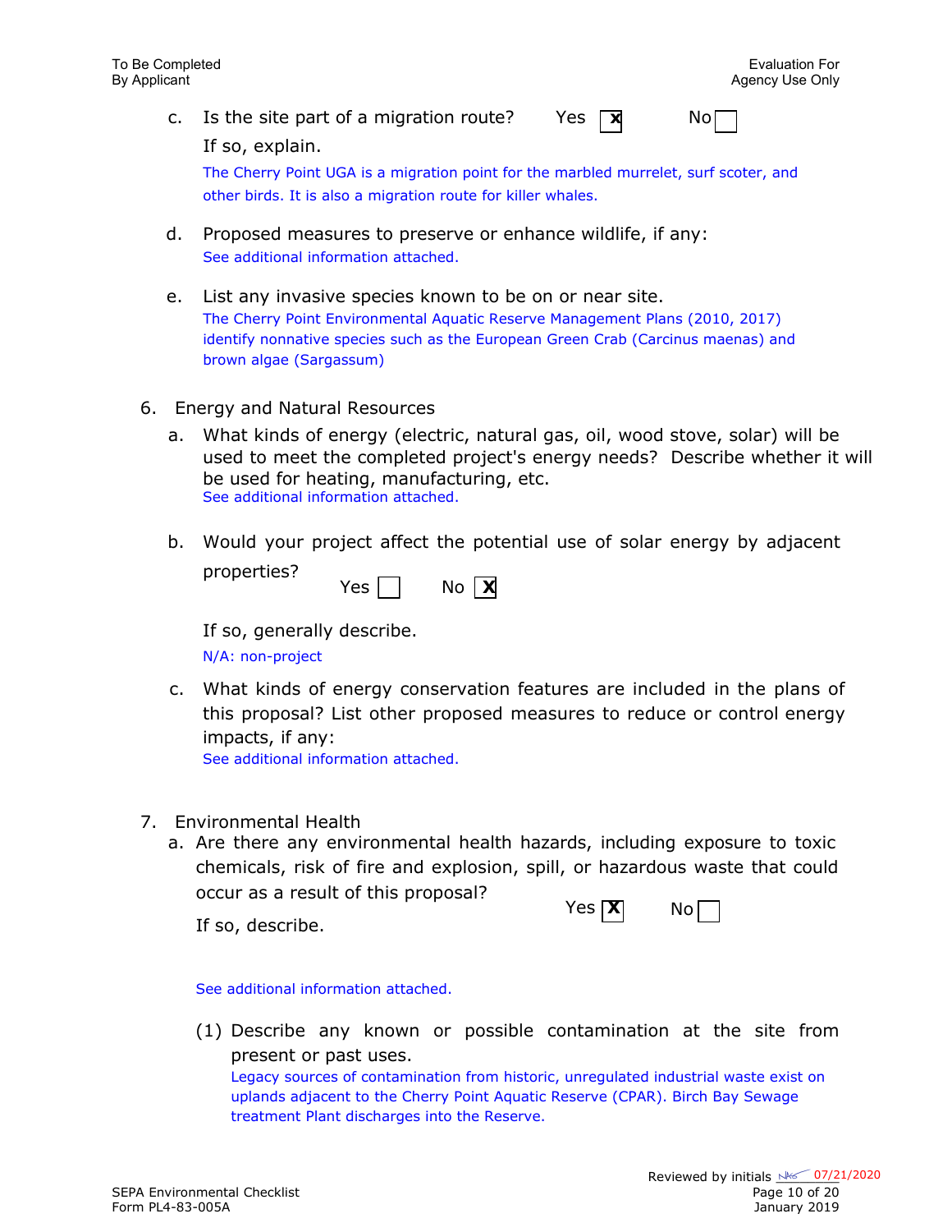c. Is the site part of a migration route? Yes [X] No [ ]

If so, explain.

The Cherry Point UGA is a migration point for the marbled murrelet, surf scoter, and other birds. It is also a migration route for killer whales.

d. Proposed measures to preserve or enhance wildlife, if any:

See additional information attached.

e. List any invasive species known to be on or near site.

The Cherry Point Environmental Aquatic Reserve Management Plans (2010, 2017) identify nonnative species such as the European Green Crab (Carcinus maenas) and brown algae (Sargassum)

6. Energy and Natural Resources

a. What kinds of energy (electric, natural gas, oil, wood stove, solar) will be used to meet the completed project's energy needs? Describe whether it will be used for heating, manufacturing, etc.

See additional information attached.

b. Would your project affect the potential use of solar energy by adjacent properties? Yes [ ] No [X]

If so, generally describe.

N/A: non-project

c. What kinds of energy conservation features are included in the plans of this proposal? List other proposed measures to reduce or control energy impacts, if any:

See additional information attached.

7. Environmental Health

a. Are there any environmental health hazards, including exposure to toxic chemicals, risk of fire and explosion, spill, or hazardous waste that could occur as a result of this proposal? Yes [X] No [ ]

If so, describe.

See additional information attached.

(1) Describe any known or possible contamination at the site from present or past uses.

Legacy sources of contamination from historic, unregulated industrial waste exist on uplands adjacent to the Cherry Point Aquatic Reserve (CPAR). Birch Bay Sewage treatment Plant discharges into the Reserve.

Reviewed by initials NKS 07/21/2020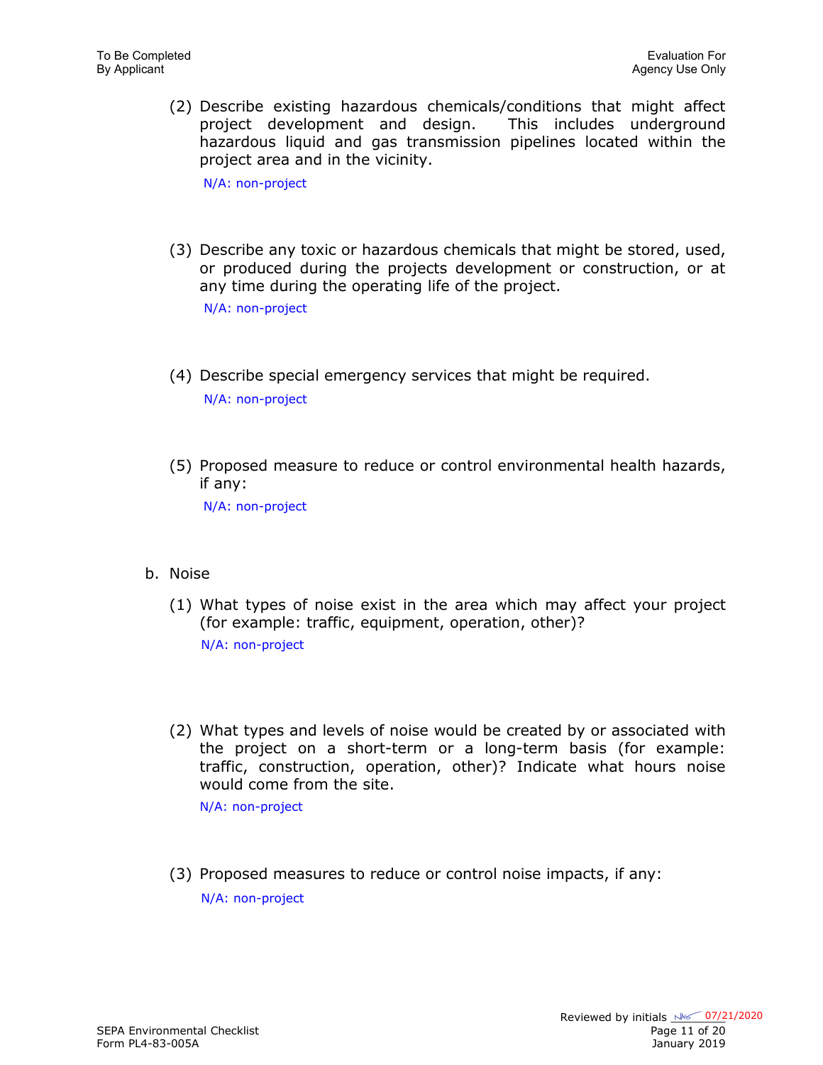(2) Describe existing hazardous chemicals/conditions that might affect project development and design. This includes underground hazardous liquid and gas transmission pipelines located within the project area and in the vicinity.

N/A: non-project

(3) Describe any toxic or hazardous chemicals that might be stored, used, or produced during the projects development or construction, or at any time during the operating life of the project.

N/A: non-project

(4) Describe special emergency services that might be required.

N/A: non-project

(5) Proposed measure to reduce or control environmental health hazards, if any:

N/A: non-project

b. Noise

(1) What types of noise exist in the area which may affect your project (for example: traffic, equipment, operation, other)?

N/A: non-project

(2) What types and levels of noise would be created by or associated with the project on a short-term or a long-term basis (for example: traffic, construction, operation, other)? Indicate what hours noise would come from the site.

N/A: non-project

(3) Proposed measures to reduce or control noise impacts, if any:

N/A: non-project

Reviewed by initials NKS 07/21/2020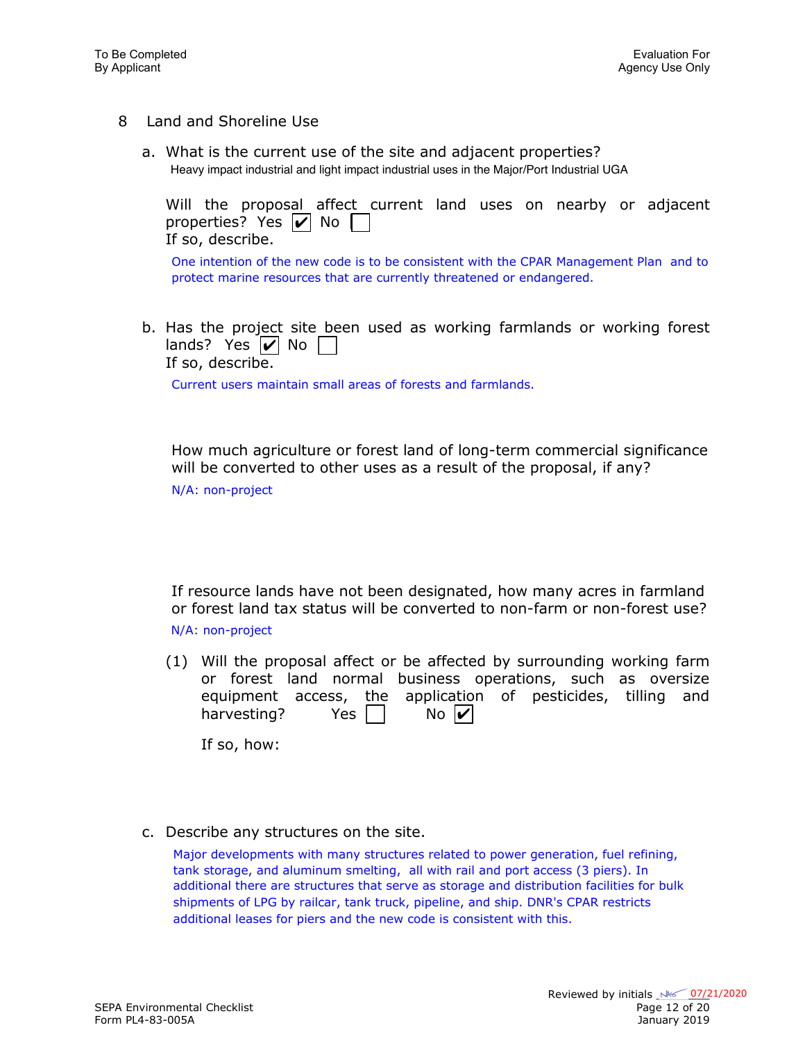To Be Completed By Applicant

Evaluation For Agency Use Only

## 8 Land and Shoreline Use

a. What is the current use of the site and adjacent properties?

Heavy impact industrial and light impact industrial uses in the Major/Port Industrial UGA

Will the proposal affect current land uses on nearby or adjacent properties? Yes ☑ No ☐

If so, describe.

One intention of the new code is to be consistent with the CPAR Management Plan and to protect marine resources that are currently threatened or endangered.

b. Has the project site been used as working farmlands or working forest lands? Yes ☑ No ☐

If so, describe.

Current users maintain small areas of forests and farmlands.

How much agriculture or forest land of long-term commercial significance will be converted to other uses as a result of the proposal, if any?

N/A: non-project

If resource lands have not been designated, how many acres in farmland or forest land tax status will be converted to non-farm or non-forest use?

N/A: non-project

(1) Will the proposal affect or be affected by surrounding working farm or forest land normal business operations, such as oversize equipment access, the application of pesticides, tilling and harvesting? Yes ☐ No ☑

If so, how:

c. Describe any structures on the site.

Major developments with many structures related to power generation, fuel refining, tank storage, and aluminum smelting, all with rail and port access (3 piers). In additional there are structures that serve as storage and distribution facilities for bulk shipments of LPG by railcar, tank truck, pipeline, and ship. DNR's CPAR restricts additional leases for piers and the new code is consistent with this.

Reviewed by initials NKS 07/21/2020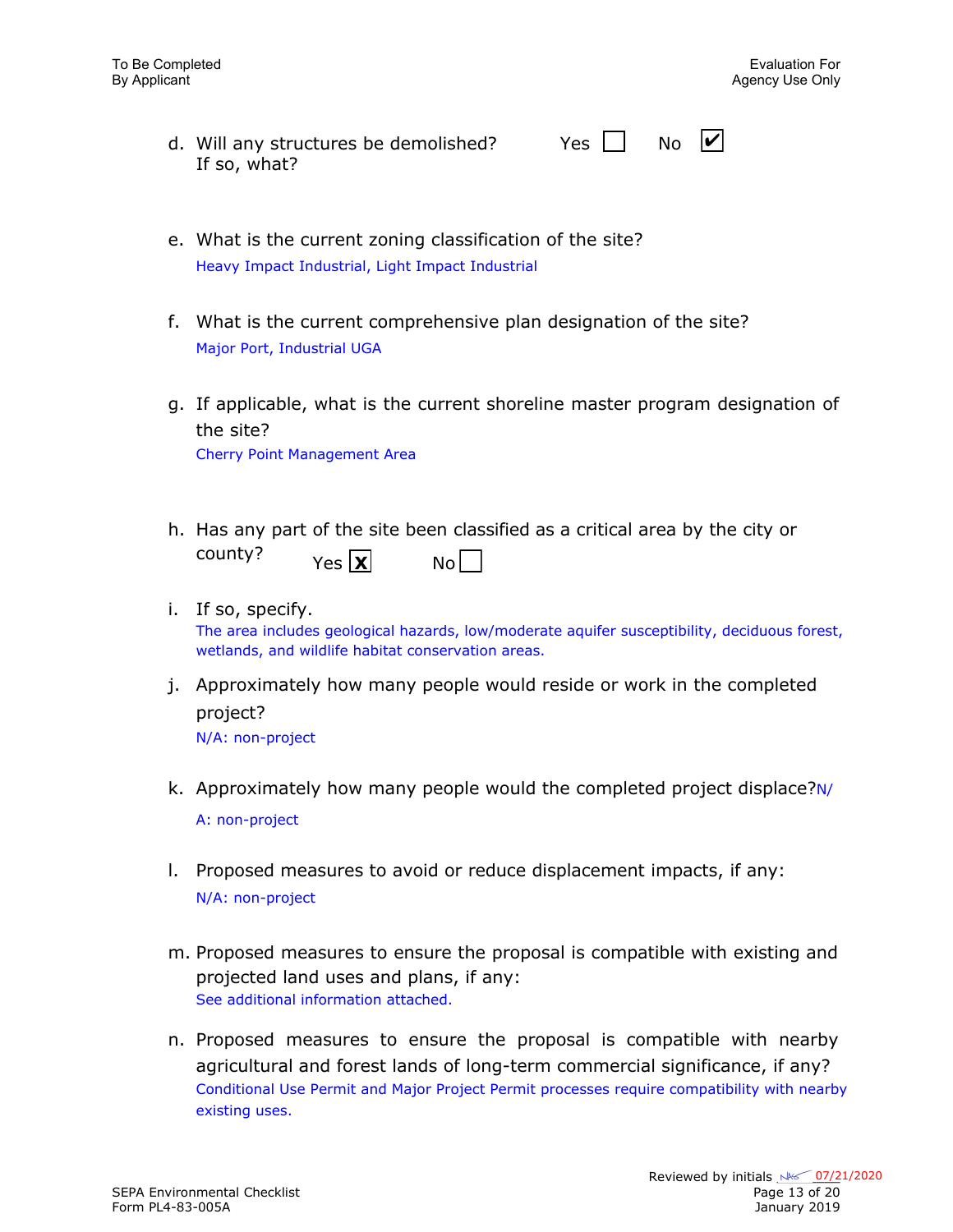d. Will any structures be demolished? Yes ☐ No ☑
If so, what?

e. What is the current zoning classification of the site?
Heavy Impact Industrial, Light Impact Industrial

f. What is the current comprehensive plan designation of the site?
Major Port, Industrial UGA

g. If applicable, what is the current shoreline master program designation of the site?
Cherry Point Management Area

h. Has any part of the site been classified as a critical area by the city or county? Yes ☒ No ☐

i. If so, specify.
The area includes geological hazards, low/moderate aquifer susceptibility, deciduous forest, wetlands, and wildlife habitat conservation areas.

j. Approximately how many people would reside or work in the completed project?
N/A: non-project

k. Approximately how many people would the completed project displace? N/A: non-project

l. Proposed measures to avoid or reduce displacement impacts, if any:
N/A: non-project

m. Proposed measures to ensure the proposal is compatible with existing and projected land uses and plans, if any:
See additional information attached.

n. Proposed measures to ensure the proposal is compatible with nearby agricultural and forest lands of long-term commercial significance, if any?
Conditional Use Permit and Major Project Permit processes require compatibility with nearby existing uses.

Reviewed by initials NKS 07/21/2020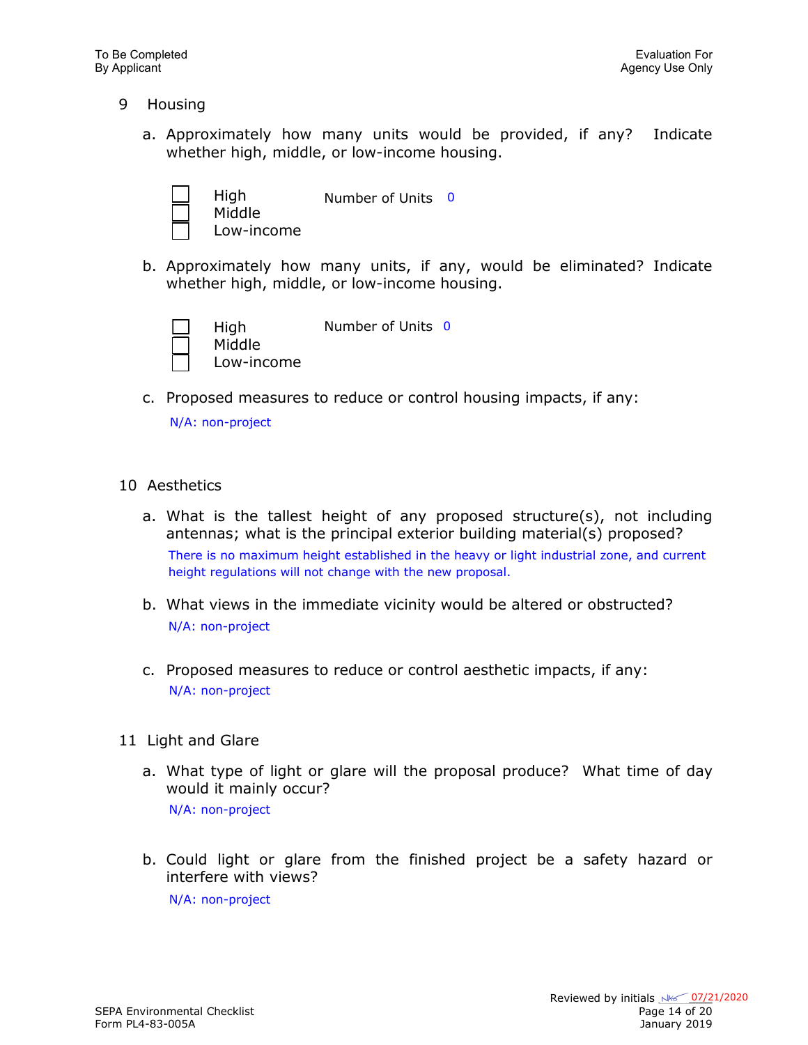## 9 Housing

a. Approximately how many units would be provided, if any? Indicate whether high, middle, or low-income housing.

- ☐ High
- ☐ Middle
- ☐ Low-income

Number of Units 0

b. Approximately how many units, if any, would be eliminated? Indicate whether high, middle, or low-income housing.

- ☐ High
- ☐ Middle
- ☐ Low-income

Number of Units 0

c. Proposed measures to reduce or control housing impacts, if any:

N/A: non-project

## 10 Aesthetics

a. What is the tallest height of any proposed structure(s), not including antennas; what is the principal exterior building material(s) proposed?

There is no maximum height established in the heavy or light industrial zone, and current height regulations will not change with the new proposal.

b. What views in the immediate vicinity would be altered or obstructed?

N/A: non-project

c. Proposed measures to reduce or control aesthetic impacts, if any:

N/A: non-project

## 11 Light and Glare

a. What type of light or glare will the proposal produce? What time of day would it mainly occur?

N/A: non-project

b. Could light or glare from the finished project be a safety hazard or interfere with views?

N/A: non-project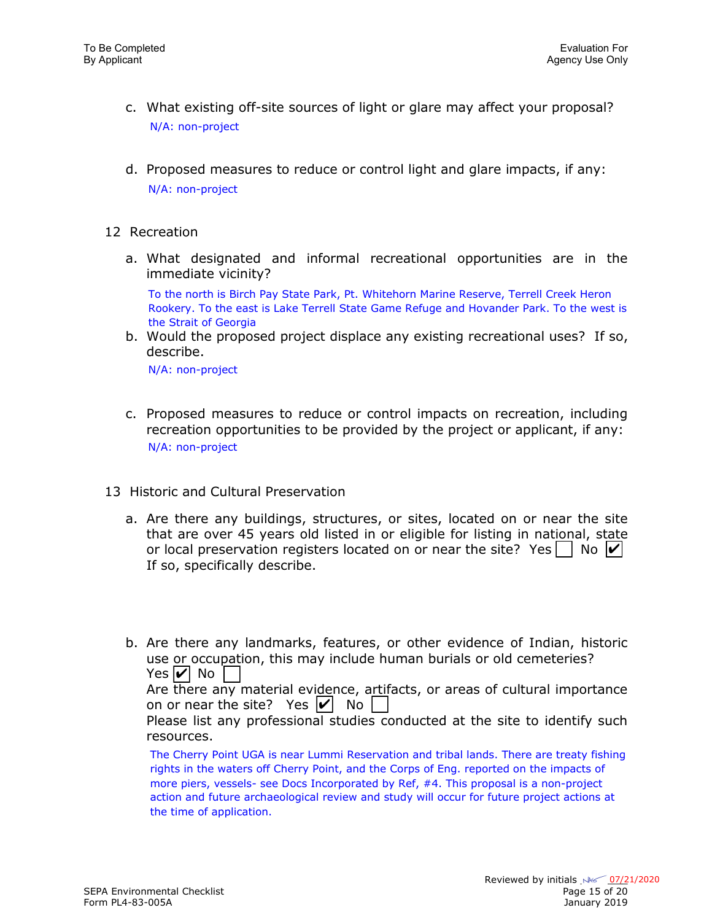c. What existing off-site sources of light or glare may affect your proposal?

N/A: non-project

d. Proposed measures to reduce or control light and glare impacts, if any:

N/A: non-project

## 12 Recreation

a. What designated and informal recreational opportunities are in the immediate vicinity?

To the north is Birch Pay State Park, Pt. Whitehorn Marine Reserve, Terrell Creek Heron Rookery. To the east is Lake Terrell State Game Refuge and Hovander Park. To the west is the Strait of Georgia

b. Would the proposed project displace any existing recreational uses? If so, describe.

N/A: non-project

c. Proposed measures to reduce or control impacts on recreation, including recreation opportunities to be provided by the project or applicant, if any:

N/A: non-project

## 13 Historic and Cultural Preservation

a. Are there any buildings, structures, or sites, located on or near the site that are over 45 years old listed in or eligible for listing in national, state or local preservation registers located on or near the site? Yes ☐ No ☑

If so, specifically describe.

b. Are there any landmarks, features, or other evidence of Indian, historic use or occupation, this may include human burials or old cemeteries?

Yes ☑ No ☐

Are there any material evidence, artifacts, or areas of cultural importance on or near the site? Yes ☑ No ☐

Please list any professional studies conducted at the site to identify such resources.

The Cherry Point UGA is near Lummi Reservation and tribal lands. There are treaty fishing rights in the waters off Cherry Point, and the Corps of Eng. reported on the impacts of more piers, vessels- see Docs Incorporated by Ref, #4. This proposal is a non-project action and future archaeological review and study will occur for future project actions at the time of application.

Reviewed by initials NKS 07/21/2020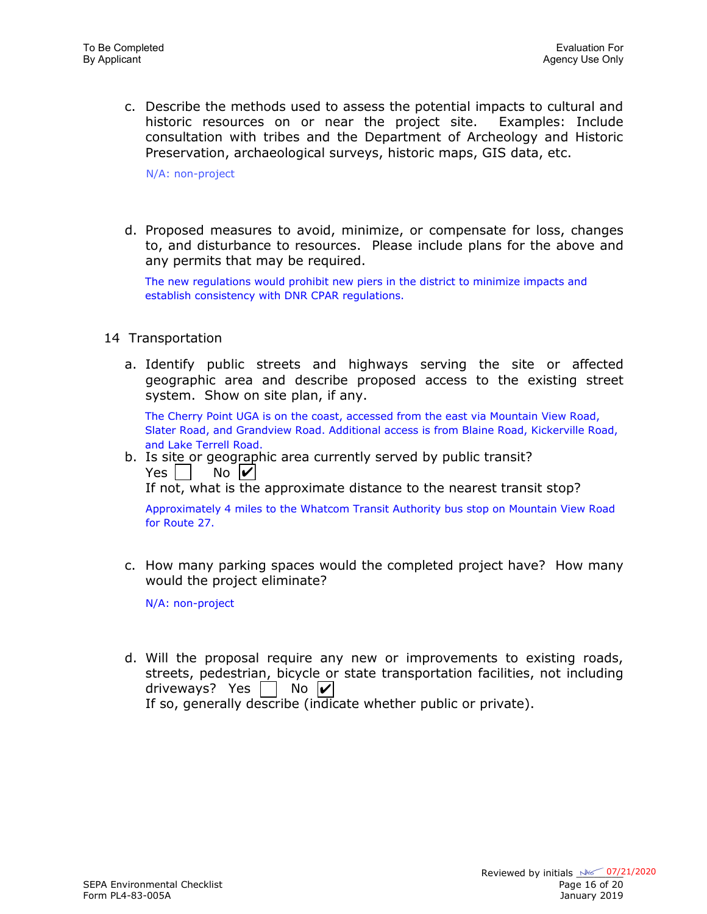c. Describe the methods used to assess the potential impacts to cultural and historic resources on or near the project site. Examples: Include consultation with tribes and the Department of Archeology and Historic Preservation, archaeological surveys, historic maps, GIS data, etc.

N/A: non-project

d. Proposed measures to avoid, minimize, or compensate for loss, changes to, and disturbance to resources. Please include plans for the above and any permits that may be required.

The new regulations would prohibit new piers in the district to minimize impacts and establish consistency with DNR CPAR regulations.

14 Transportation

a. Identify public streets and highways serving the site or affected geographic area and describe proposed access to the existing street system. Show on site plan, if any.

The Cherry Point UGA is on the coast, accessed from the east via Mountain View Road, Slater Road, and Grandview Road. Additional access is from Blaine Road, Kickerville Road, and Lake Terrell Road.

b. Is site or geographic area currently served by public transit?
Yes ☐ No ☑
If not, what is the approximate distance to the nearest transit stop?

Approximately 4 miles to the Whatcom Transit Authority bus stop on Mountain View Road for Route 27.

c. How many parking spaces would the completed project have? How many would the project eliminate?

N/A: non-project

d. Will the proposal require any new or improvements to existing roads, streets, pedestrian, bicycle or state transportation facilities, not including driveways? Yes ☐ No ☑
If so, generally describe (indicate whether public or private).

Reviewed by initials NKS 07/21/2020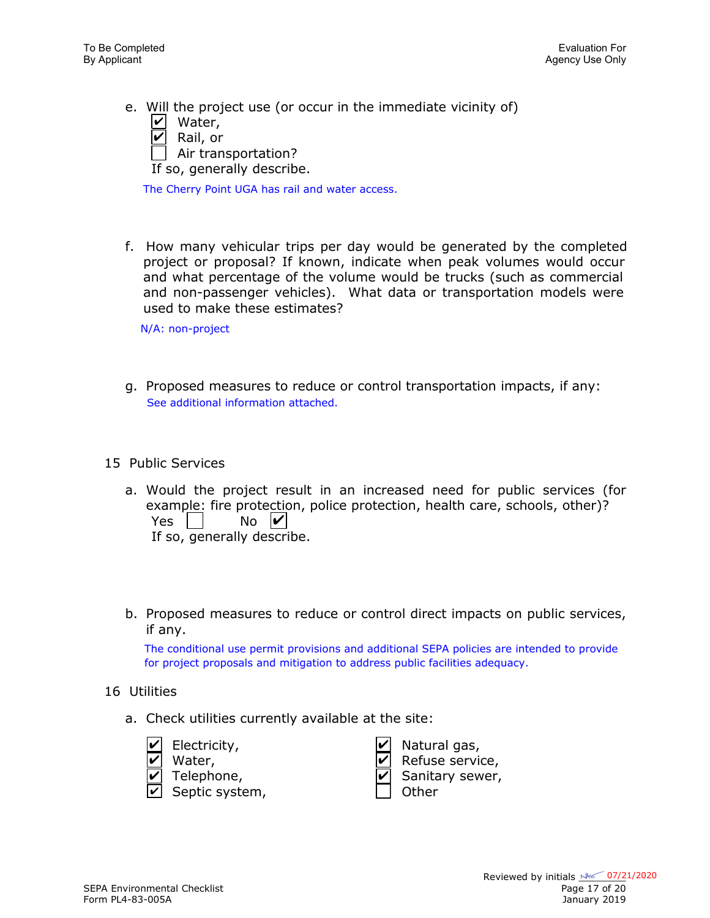e. Will the project use (or occur in the immediate vicinity of)
- [x] Water,
- [x] Rail, or
- [ ] Air transportation?

If so, generally describe.

The Cherry Point UGA has rail and water access.

f. How many vehicular trips per day would be generated by the completed project or proposal? If known, indicate when peak volumes would occur and what percentage of the volume would be trucks (such as commercial and non-passenger vehicles). What data or transportation models were used to make these estimates?

N/A: non-project

g. Proposed measures to reduce or control transportation impacts, if any:

See additional information attached.

## 15 Public Services

a. Would the project result in an increased need for public services (for example: fire protection, police protection, health care, schools, other)?

Yes [ ] No [x]

If so, generally describe.

b. Proposed measures to reduce or control direct impacts on public services, if any.

The conditional use permit provisions and additional SEPA policies are intended to provide for project proposals and mitigation to address public facilities adequacy.

## 16 Utilities

a. Check utilities currently available at the site:

- [x] Electricity,
- [x] Water,
- [x] Telephone,
- [x] Septic system,
- [x] Natural gas,
- [x] Refuse service,
- [x] Sanitary sewer,
- [ ] Other

Reviewed by initials NKS 07/21/2020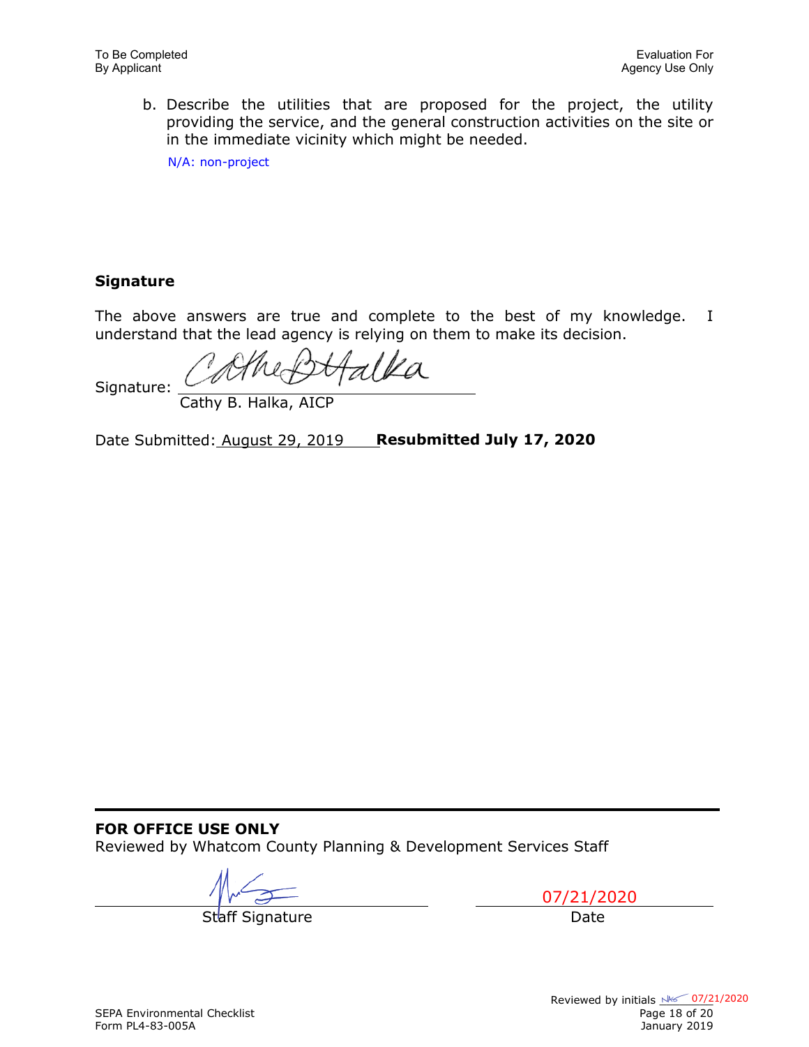b. Describe the utilities that are proposed for the project, the utility providing the service, and the general construction activities on the site or in the immediate vicinity which might be needed.

N/A: non-project

**Signature**

The above answers are true and complete to the best of my knowledge. I understand that the lead agency is relying on them to make its decision.

Signature: ______________________
Cathy B. Halka, AICP

Date Submitted: August 29, 2019 **Resubmitted July 17, 2020**

---

**FOR OFFICE USE ONLY**

Reviewed by Whatcom County Planning & Development Services Staff

______________________ Staff Signature

07/21/2020
Date

Reviewed by initials NKS 07/21/2020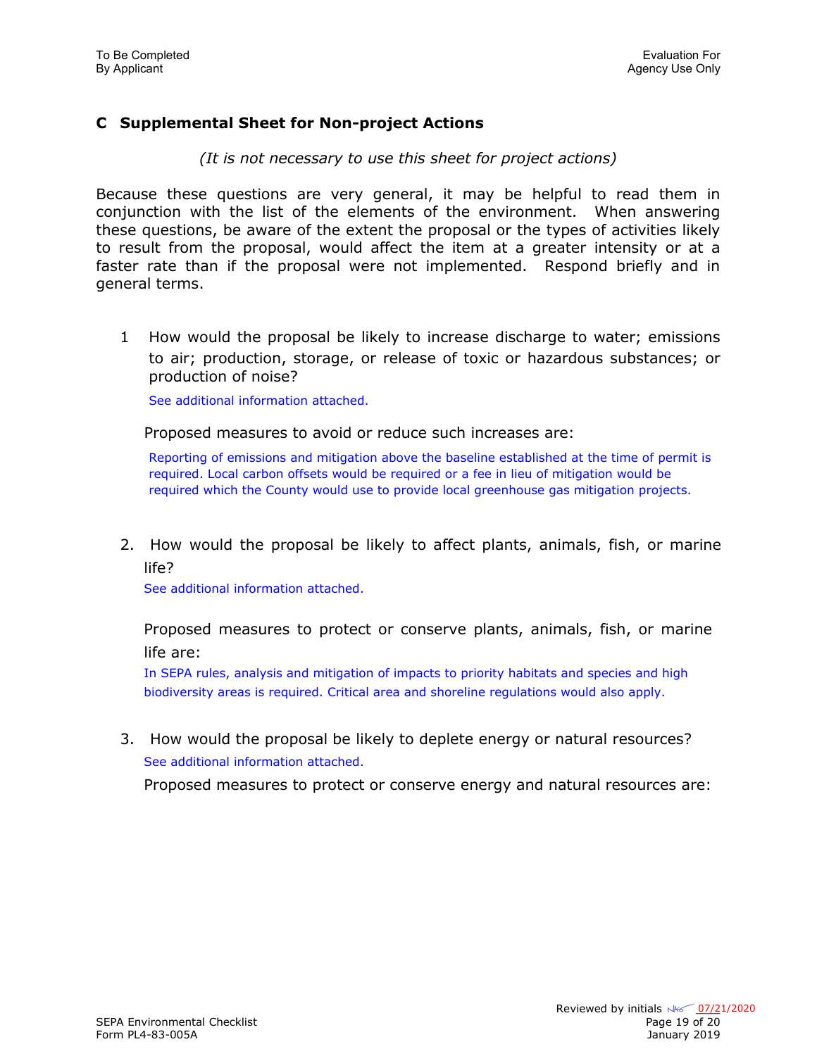## C Supplemental Sheet for Non-project Actions

*(It is not necessary to use this sheet for project actions)*

Because these questions are very general, it may be helpful to read them in conjunction with the list of the elements of the environment. When answering these questions, be aware of the extent the proposal or the types of activities likely to result from the proposal, would affect the item at a greater intensity or at a faster rate than if the proposal were not implemented. Respond briefly and in general terms.

1 How would the proposal be likely to increase discharge to water; emissions to air; production, storage, or release of toxic or hazardous substances; or production of noise?

See additional information attached.

Proposed measures to avoid or reduce such increases are:

Reporting of emissions and mitigation above the baseline established at the time of permit is required. Local carbon offsets would be required or a fee in lieu of mitigation would be required which the County would use to provide local greenhouse gas mitigation projects.

2. How would the proposal be likely to affect plants, animals, fish, or marine life?

See additional information attached.

Proposed measures to protect or conserve plants, animals, fish, or marine life are:

In SEPA rules, analysis and mitigation of impacts to priority habitats and species and high biodiversity areas is required. Critical area and shoreline regulations would also apply.

3. How would the proposal be likely to deplete energy or natural resources?

See additional information attached.

Proposed measures to protect or conserve energy and natural resources are: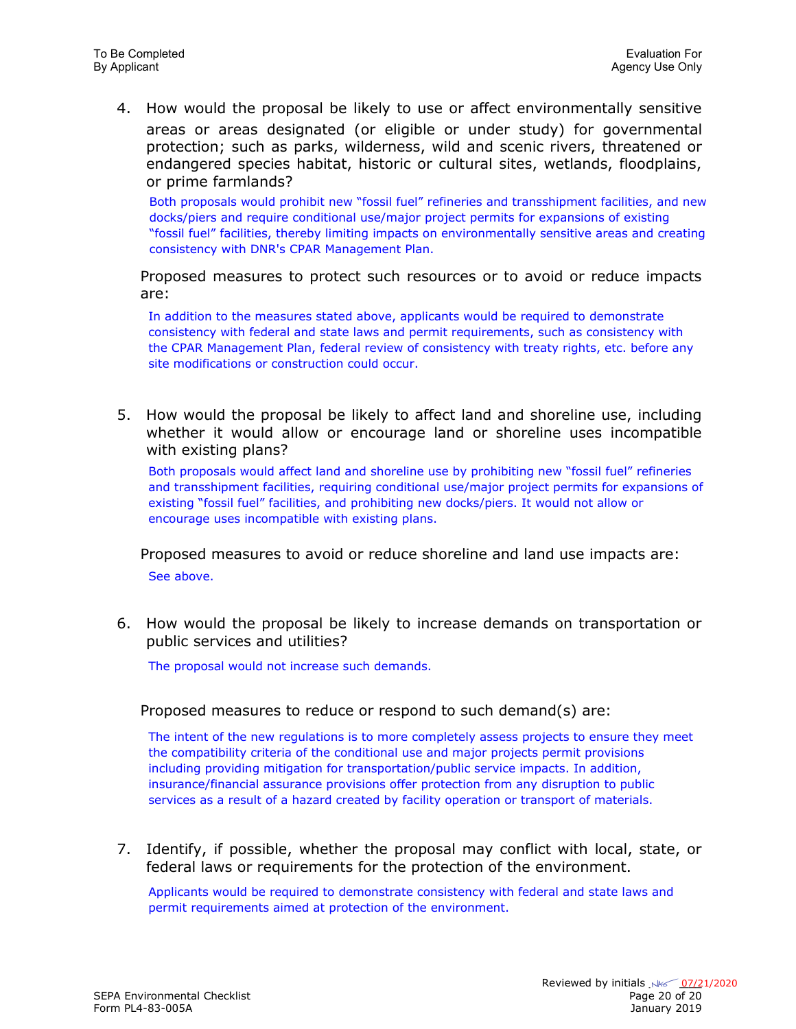4. How would the proposal be likely to use or affect environmentally sensitive areas or areas designated (or eligible or under study) for governmental protection; such as parks, wilderness, wild and scenic rivers, threatened or endangered species habitat, historic or cultural sites, wetlands, floodplains, or prime farmlands?

   Both proposals would prohibit new "fossil fuel" refineries and transshipment facilities, and new docks/piers and require conditional use/major project permits for expansions of existing "fossil fuel" facilities, thereby limiting impacts on environmentally sensitive areas and creating consistency with DNR's CPAR Management Plan.

   Proposed measures to protect such resources or to avoid or reduce impacts are:

   In addition to the measures stated above, applicants would be required to demonstrate consistency with federal and state laws and permit requirements, such as consistency with the CPAR Management Plan, federal review of consistency with treaty rights, etc. before any site modifications or construction could occur.

5. How would the proposal be likely to affect land and shoreline use, including whether it would allow or encourage land or shoreline uses incompatible with existing plans?

   Both proposals would affect land and shoreline use by prohibiting new "fossil fuel" refineries and transshipment facilities, requiring conditional use/major project permits for expansions of existing "fossil fuel" facilities, and prohibiting new docks/piers. It would not allow or encourage uses incompatible with existing plans.

   Proposed measures to avoid or reduce shoreline and land use impacts are:

   See above.

6. How would the proposal be likely to increase demands on transportation or public services and utilities?

   The proposal would not increase such demands.

   Proposed measures to reduce or respond to such demand(s) are:

   The intent of the new regulations is to more completely assess projects to ensure they meet the compatibility criteria of the conditional use and major projects permit provisions including providing mitigation for transportation/public service impacts. In addition, insurance/financial assurance provisions offer protection from any disruption to public services as a result of a hazard created by facility operation or transport of materials.

7. Identify, if possible, whether the proposal may conflict with local, state, or federal laws or requirements for the protection of the environment.

   Applicants would be required to demonstrate consistency with federal and state laws and permit requirements aimed at protection of the environment.

Reviewed by initials NKS 07/21/2020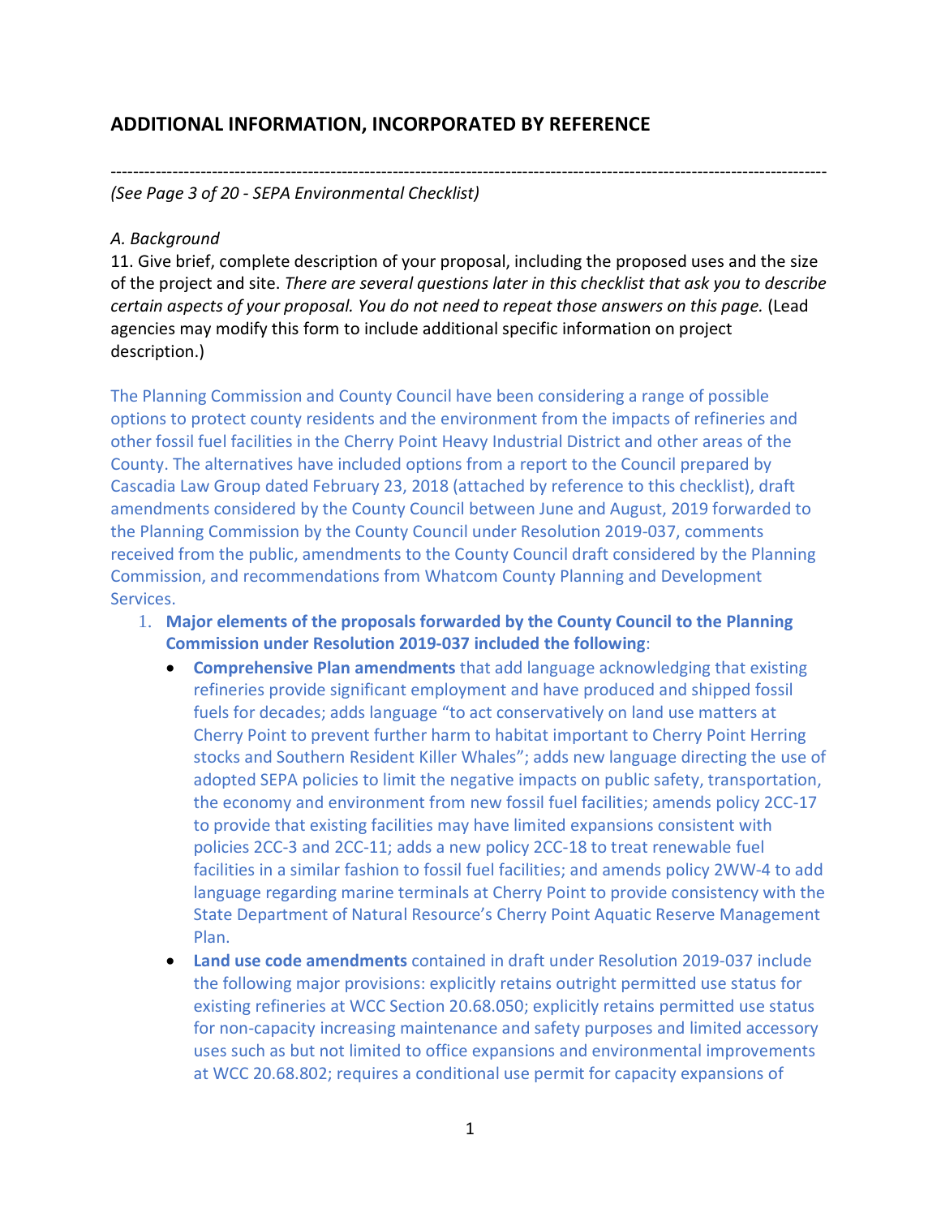## ADDITIONAL INFORMATION, INCORPORATED BY REFERENCE

---

*(See Page 3 of 20 - SEPA Environmental Checklist)*

*A. Background*

11. Give brief, complete description of your proposal, including the proposed uses and the size of the project and site. *There are several questions later in this checklist that ask you to describe certain aspects of your proposal. You do not need to repeat those answers on this page.* (Lead agencies may modify this form to include additional specific information on project description.)

The Planning Commission and County Council have been considering a range of possible options to protect county residents and the environment from the impacts of refineries and other fossil fuel facilities in the Cherry Point Heavy Industrial District and other areas of the County. The alternatives have included options from a report to the Council prepared by Cascadia Law Group dated February 23, 2018 (attached by reference to this checklist), draft amendments considered by the County Council between June and August, 2019 forwarded to the Planning Commission by the County Council under Resolution 2019-037, comments received from the public, amendments to the County Council draft considered by the Planning Commission, and recommendations from Whatcom County Planning and Development Services.

1. **Major elements of the proposals forwarded by the County Council to the Planning Commission under Resolution 2019-037 included the following**:
   - **Comprehensive Plan amendments** that add language acknowledging that existing refineries provide significant employment and have produced and shipped fossil fuels for decades; adds language "to act conservatively on land use matters at Cherry Point to prevent further harm to habitat important to Cherry Point Herring stocks and Southern Resident Killer Whales"; adds new language directing the use of adopted SEPA policies to limit the negative impacts on public safety, transportation, the economy and environment from new fossil fuel facilities; amends policy 2CC-17 to provide that existing facilities may have limited expansions consistent with policies 2CC-3 and 2CC-11; adds a new policy 2CC-18 to treat renewable fuel facilities in a similar fashion to fossil fuel facilities; and amends policy 2WW-4 to add language regarding marine terminals at Cherry Point to provide consistency with the State Department of Natural Resource's Cherry Point Aquatic Reserve Management Plan.
   - **Land use code amendments** contained in draft under Resolution 2019-037 include the following major provisions: explicitly retains outright permitted use status for existing refineries at WCC Section 20.68.050; explicitly retains permitted use status for non-capacity increasing maintenance and safety purposes and limited accessory uses such as but not limited to office expansions and environmental improvements at WCC 20.68.802; requires a conditional use permit for capacity expansions of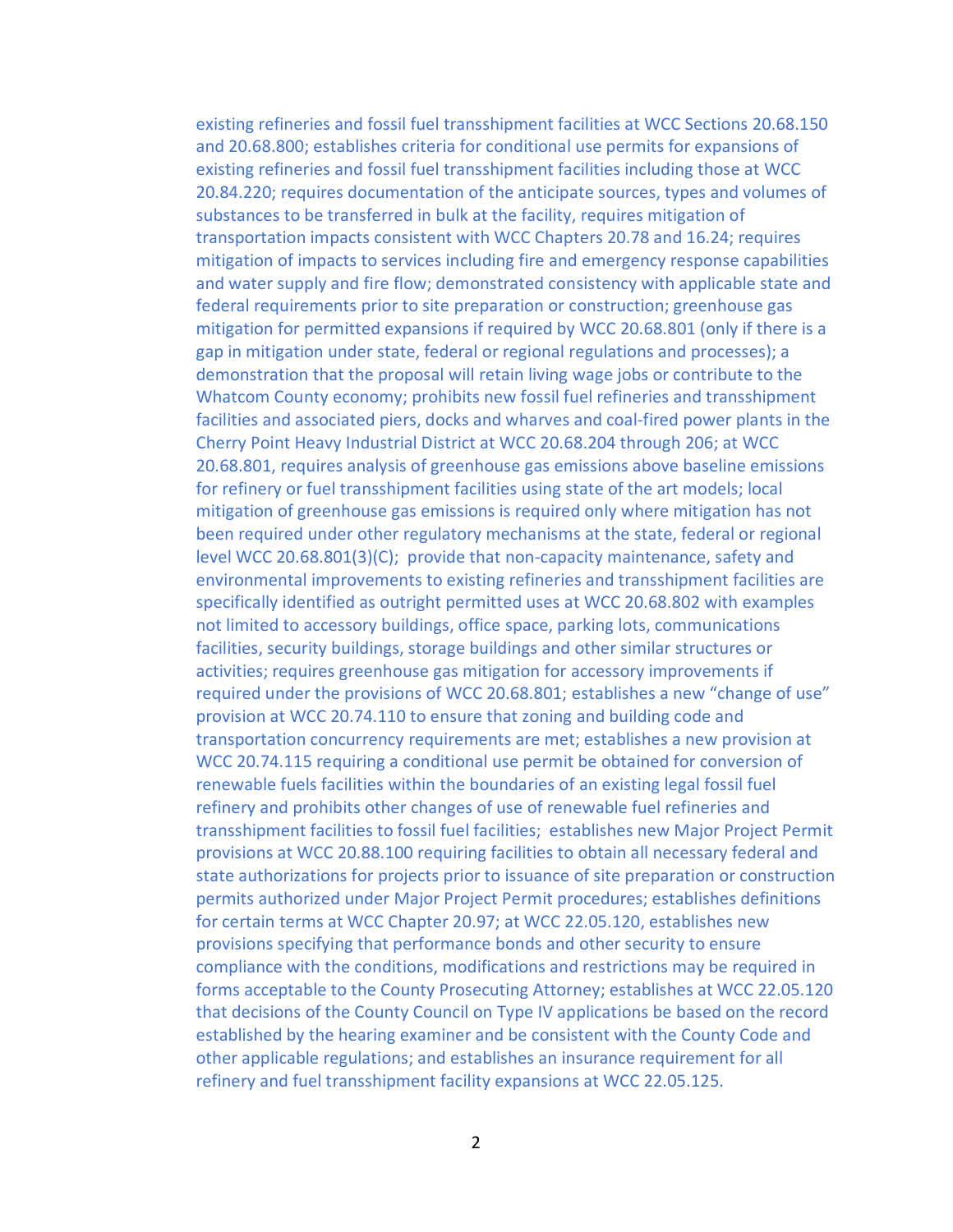existing refineries and fossil fuel transshipment facilities at WCC Sections 20.68.150 and 20.68.800; establishes criteria for conditional use permits for expansions of existing refineries and fossil fuel transshipment facilities including those at WCC 20.84.220; requires documentation of the anticipate sources, types and volumes of substances to be transferred in bulk at the facility, requires mitigation of transportation impacts consistent with WCC Chapters 20.78 and 16.24; requires mitigation of impacts to services including fire and emergency response capabilities and water supply and fire flow; demonstrated consistency with applicable state and federal requirements prior to site preparation or construction; greenhouse gas mitigation for permitted expansions if required by WCC 20.68.801 (only if there is a gap in mitigation under state, federal or regional regulations and processes); a demonstration that the proposal will retain living wage jobs or contribute to the Whatcom County economy; prohibits new fossil fuel refineries and transshipment facilities and associated piers, docks and wharves and coal-fired power plants in the Cherry Point Heavy Industrial District at WCC 20.68.204 through 206; at WCC 20.68.801, requires analysis of greenhouse gas emissions above baseline emissions for refinery or fuel transshipment facilities using state of the art models; local mitigation of greenhouse gas emissions is required only where mitigation has not been required under other regulatory mechanisms at the state, federal or regional level WCC 20.68.801(3)(C); provide that non-capacity maintenance, safety and environmental improvements to existing refineries and transshipment facilities are specifically identified as outright permitted uses at WCC 20.68.802 with examples not limited to accessory buildings, office space, parking lots, communications facilities, security buildings, storage buildings and other similar structures or activities; requires greenhouse gas mitigation for accessory improvements if required under the provisions of WCC 20.68.801; establishes a new "change of use" provision at WCC 20.74.110 to ensure that zoning and building code and transportation concurrency requirements are met; establishes a new provision at WCC 20.74.115 requiring a conditional use permit be obtained for conversion of renewable fuels facilities within the boundaries of an existing legal fossil fuel refinery and prohibits other changes of use of renewable fuel refineries and transshipment facilities to fossil fuel facilities; establishes new Major Project Permit provisions at WCC 20.88.100 requiring facilities to obtain all necessary federal and state authorizations for projects prior to issuance of site preparation or construction permits authorized under Major Project Permit procedures; establishes definitions for certain terms at WCC Chapter 20.97; at WCC 22.05.120, establishes new provisions specifying that performance bonds and other security to ensure compliance with the conditions, modifications and restrictions may be required in forms acceptable to the County Prosecuting Attorney; establishes at WCC 22.05.120 that decisions of the County Council on Type IV applications be based on the record established by the hearing examiner and be consistent with the County Code and other applicable regulations; and establishes an insurance requirement for all refinery and fuel transshipment facility expansions at WCC 22.05.125.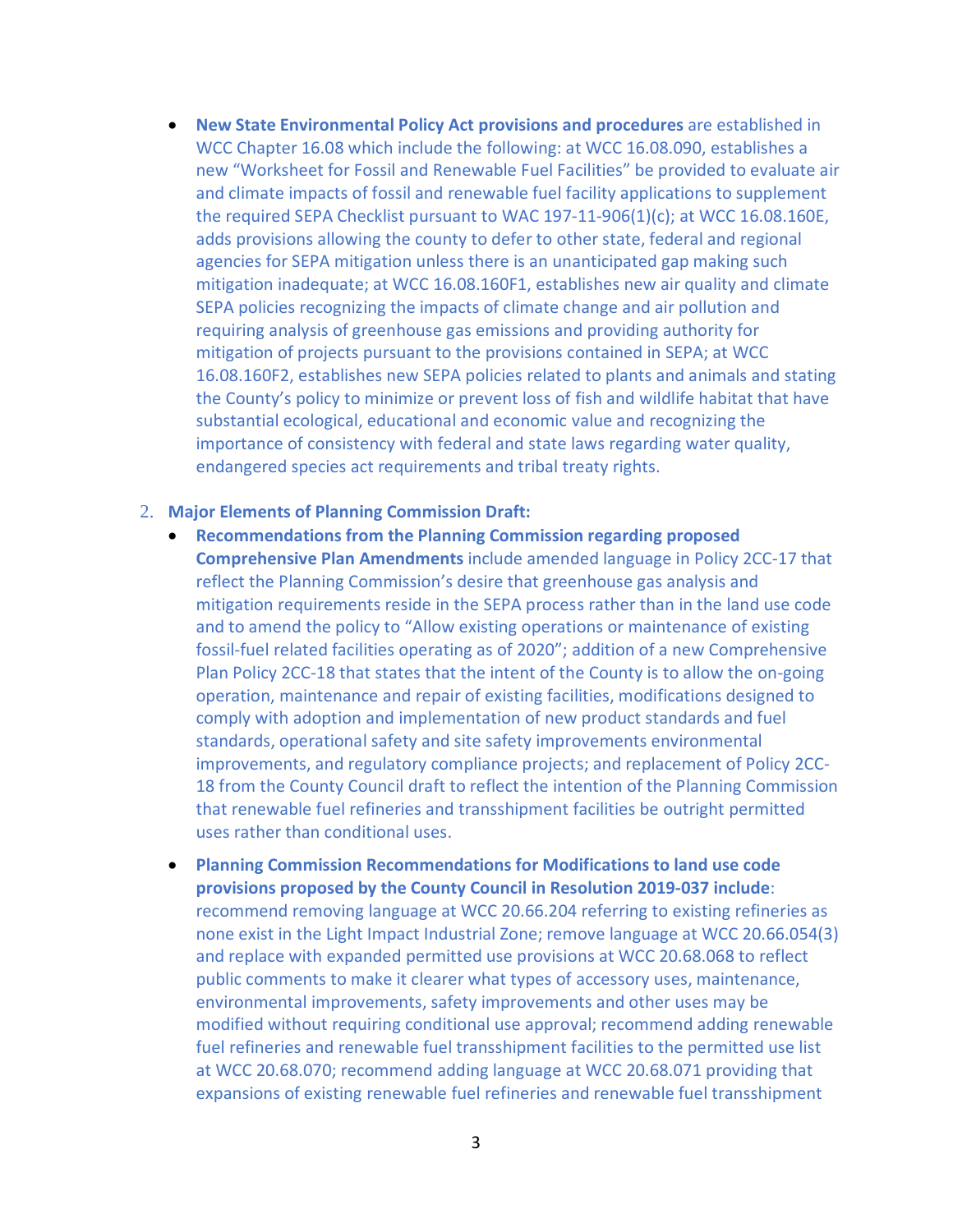- **New State Environmental Policy Act provisions and procedures** are established in WCC Chapter 16.08 which include the following: at WCC 16.08.090, establishes a new "Worksheet for Fossil and Renewable Fuel Facilities" be provided to evaluate air and climate impacts of fossil and renewable fuel facility applications to supplement the required SEPA Checklist pursuant to WAC 197-11-906(1)(c); at WCC 16.08.160E, adds provisions allowing the county to defer to other state, federal and regional agencies for SEPA mitigation unless there is an unanticipated gap making such mitigation inadequate; at WCC 16.08.160F1, establishes new air quality and climate SEPA policies recognizing the impacts of climate change and air pollution and requiring analysis of greenhouse gas emissions and providing authority for mitigation of projects pursuant to the provisions contained in SEPA; at WCC 16.08.160F2, establishes new SEPA policies related to plants and animals and stating the County's policy to minimize or prevent loss of fish and wildlife habitat that have substantial ecological, educational and economic value and recognizing the importance of consistency with federal and state laws regarding water quality, endangered species act requirements and tribal treaty rights.

2. **Major Elements of Planning Commission Draft:**
   - **Recommendations from the Planning Commission regarding proposed Comprehensive Plan Amendments** include amended language in Policy 2CC-17 that reflect the Planning Commission's desire that greenhouse gas analysis and mitigation requirements reside in the SEPA process rather than in the land use code and to amend the policy to "Allow existing operations or maintenance of existing fossil-fuel related facilities operating as of 2020"; addition of a new Comprehensive Plan Policy 2CC-18 that states that the intent of the County is to allow the on-going operation, maintenance and repair of existing facilities, modifications designed to comply with adoption and implementation of new product standards and fuel standards, operational safety and site safety improvements environmental improvements, and regulatory compliance projects; and replacement of Policy 2CC-18 from the County Council draft to reflect the intention of the Planning Commission that renewable fuel refineries and transshipment facilities be outright permitted uses rather than conditional uses.
   - **Planning Commission Recommendations for Modifications to land use code provisions proposed by the County Council in Resolution 2019-037 include**: recommend removing language at WCC 20.66.204 referring to existing refineries as none exist in the Light Impact Industrial Zone; remove language at WCC 20.66.054(3) and replace with expanded permitted use provisions at WCC 20.68.068 to reflect public comments to make it clearer what types of accessory uses, maintenance, environmental improvements, safety improvements and other uses may be modified without requiring conditional use approval; recommend adding renewable fuel refineries and renewable fuel transshipment facilities to the permitted use list at WCC 20.68.070; recommend adding language at WCC 20.68.071 providing that expansions of existing renewable fuel refineries and renewable fuel transshipment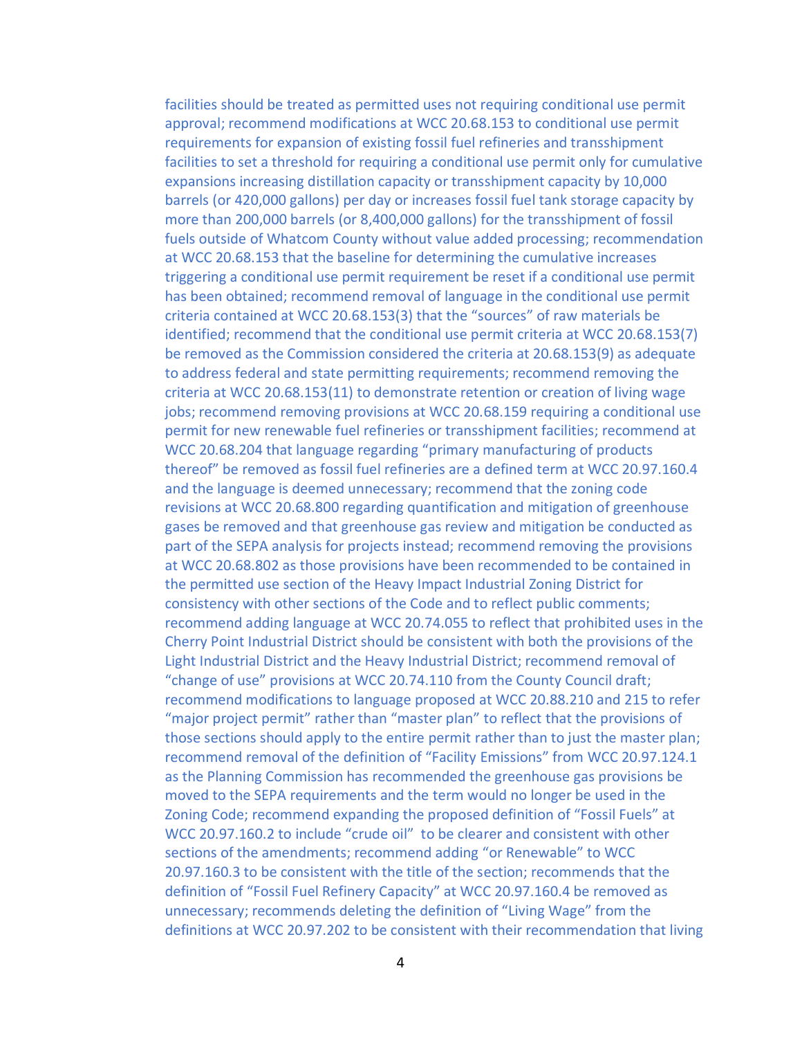facilities should be treated as permitted uses not requiring conditional use permit approval; recommend modifications at WCC 20.68.153 to conditional use permit requirements for expansion of existing fossil fuel refineries and transshipment facilities to set a threshold for requiring a conditional use permit only for cumulative expansions increasing distillation capacity or transshipment capacity by 10,000 barrels (or 420,000 gallons) per day or increases fossil fuel tank storage capacity by more than 200,000 barrels (or 8,400,000 gallons) for the transshipment of fossil fuels outside of Whatcom County without value added processing; recommendation at WCC 20.68.153 that the baseline for determining the cumulative increases triggering a conditional use permit requirement be reset if a conditional use permit has been obtained; recommend removal of language in the conditional use permit criteria contained at WCC 20.68.153(3) that the "sources" of raw materials be identified; recommend that the conditional use permit criteria at WCC 20.68.153(7) be removed as the Commission considered the criteria at 20.68.153(9) as adequate to address federal and state permitting requirements; recommend removing the criteria at WCC 20.68.153(11) to demonstrate retention or creation of living wage jobs; recommend removing provisions at WCC 20.68.159 requiring a conditional use permit for new renewable fuel refineries or transshipment facilities; recommend at WCC 20.68.204 that language regarding "primary manufacturing of products thereof" be removed as fossil fuel refineries are a defined term at WCC 20.97.160.4 and the language is deemed unnecessary; recommend that the zoning code revisions at WCC 20.68.800 regarding quantification and mitigation of greenhouse gases be removed and that greenhouse gas review and mitigation be conducted as part of the SEPA analysis for projects instead; recommend removing the provisions at WCC 20.68.802 as those provisions have been recommended to be contained in the permitted use section of the Heavy Impact Industrial Zoning District for consistency with other sections of the Code and to reflect public comments; recommend adding language at WCC 20.74.055 to reflect that prohibited uses in the Cherry Point Industrial District should be consistent with both the provisions of the Light Industrial District and the Heavy Industrial District; recommend removal of "change of use" provisions at WCC 20.74.110 from the County Council draft; recommend modifications to language proposed at WCC 20.88.210 and 215 to refer "major project permit" rather than "master plan" to reflect that the provisions of those sections should apply to the entire permit rather than to just the master plan; recommend removal of the definition of "Facility Emissions" from WCC 20.97.124.1 as the Planning Commission has recommended the greenhouse gas provisions be moved to the SEPA requirements and the term would no longer be used in the Zoning Code; recommend expanding the proposed definition of "Fossil Fuels" at WCC 20.97.160.2 to include "crude oil" to be clearer and consistent with other sections of the amendments; recommend adding "or Renewable" to WCC 20.97.160.3 to be consistent with the title of the section; recommends that the definition of "Fossil Fuel Refinery Capacity" at WCC 20.97.160.4 be removed as unnecessary; recommends deleting the definition of "Living Wage" from the definitions at WCC 20.97.202 to be consistent with their recommendation that living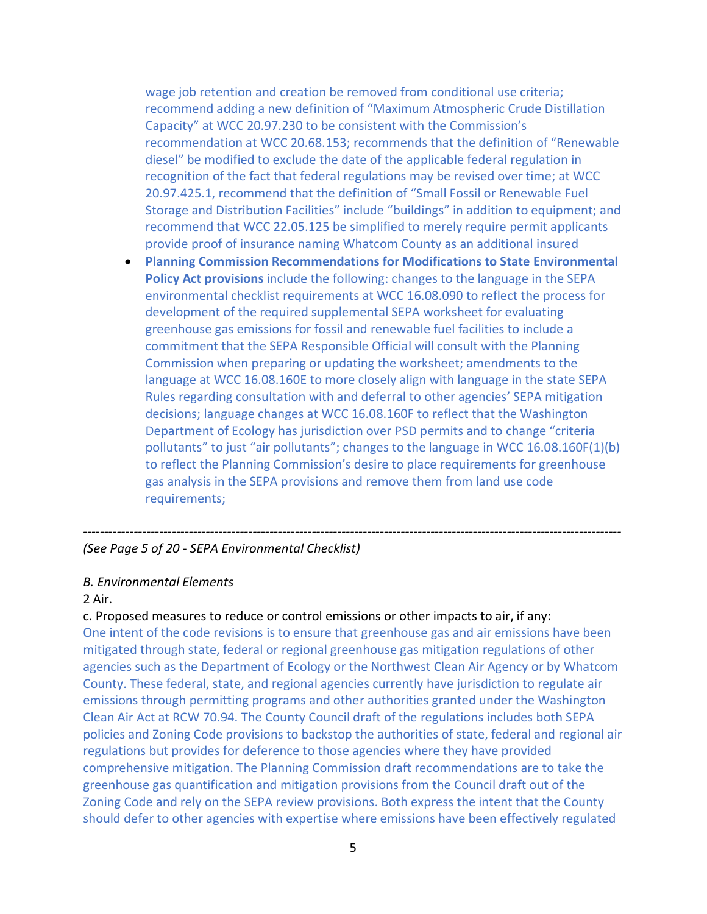wage job retention and creation be removed from conditional use criteria; recommend adding a new definition of "Maximum Atmospheric Crude Distillation Capacity" at WCC 20.97.230 to be consistent with the Commission's recommendation at WCC 20.68.153; recommends that the definition of "Renewable diesel" be modified to exclude the date of the applicable federal regulation in recognition of the fact that federal regulations may be revised over time; at WCC 20.97.425.1, recommend that the definition of "Small Fossil or Renewable Fuel Storage and Distribution Facilities" include "buildings" in addition to equipment; and recommend that WCC 22.05.125 be simplified to merely require permit applicants provide proof of insurance naming Whatcom County as an additional insured

- **Planning Commission Recommendations for Modifications to State Environmental Policy Act provisions** include the following: changes to the language in the SEPA environmental checklist requirements at WCC 16.08.090 to reflect the process for development of the required supplemental SEPA worksheet for evaluating greenhouse gas emissions for fossil and renewable fuel facilities to include a commitment that the SEPA Responsible Official will consult with the Planning Commission when preparing or updating the worksheet; amendments to the language at WCC 16.08.160E to more closely align with language in the state SEPA Rules regarding consultation with and deferral to other agencies' SEPA mitigation decisions; language changes at WCC 16.08.160F to reflect that the Washington Department of Ecology has jurisdiction over PSD permits and to change "criteria pollutants" to just "air pollutants"; changes to the language in WCC 16.08.160F(1)(b) to reflect the Planning Commission's desire to place requirements for greenhouse gas analysis in the SEPA provisions and remove them from land use code requirements;

---

*(See Page 5 of 20 - SEPA Environmental Checklist)*

*B. Environmental Elements*

2 Air.

c. Proposed measures to reduce or control emissions or other impacts to air, if any:

One intent of the code revisions is to ensure that greenhouse gas and air emissions have been mitigated through state, federal or regional greenhouse gas mitigation regulations of other agencies such as the Department of Ecology or the Northwest Clean Air Agency or by Whatcom County. These federal, state, and regional agencies currently have jurisdiction to regulate air emissions through permitting programs and other authorities granted under the Washington Clean Air Act at RCW 70.94. The County Council draft of the regulations includes both SEPA policies and Zoning Code provisions to backstop the authorities of state, federal and regional air regulations but provides for deference to those agencies where they have provided comprehensive mitigation. The Planning Commission draft recommendations are to take the greenhouse gas quantification and mitigation provisions from the Council draft out of the Zoning Code and rely on the SEPA review provisions. Both express the intent that the County should defer to other agencies with expertise where emissions have been effectively regulated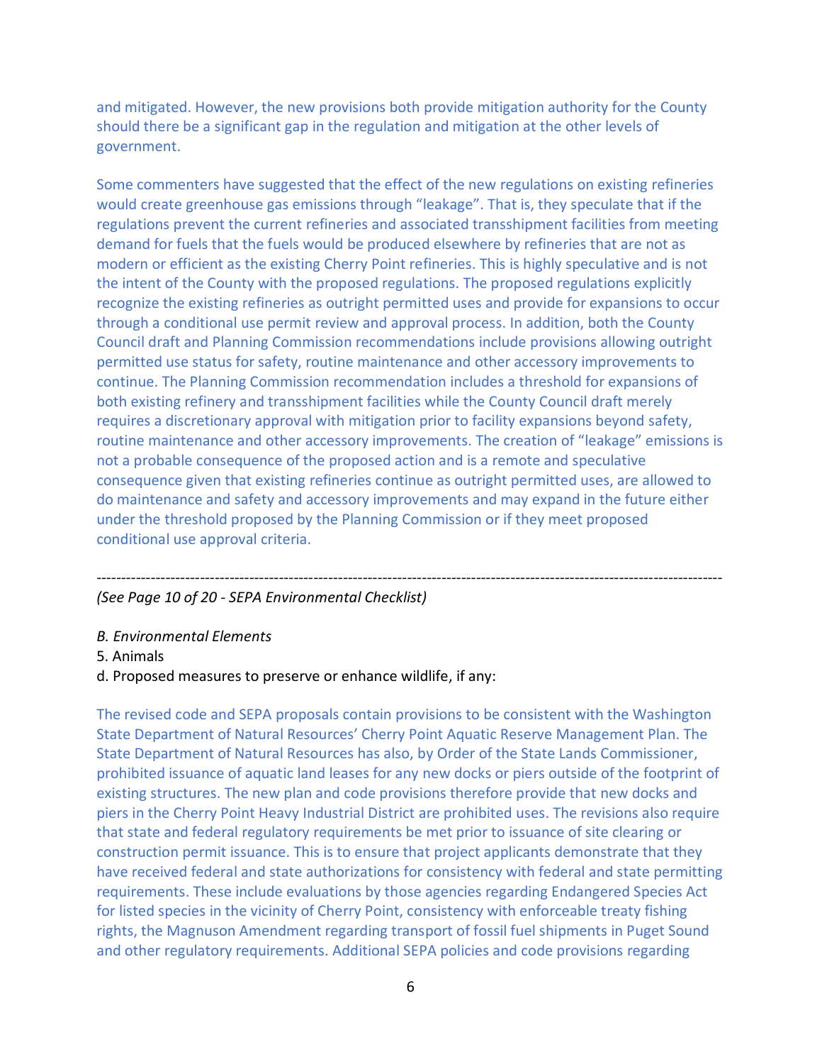and mitigated. However, the new provisions both provide mitigation authority for the County should there be a significant gap in the regulation and mitigation at the other levels of government.

Some commenters have suggested that the effect of the new regulations on existing refineries would create greenhouse gas emissions through “leakage”. That is, they speculate that if the regulations prevent the current refineries and associated transshipment facilities from meeting demand for fuels that the fuels would be produced elsewhere by refineries that are not as modern or efficient as the existing Cherry Point refineries. This is highly speculative and is not the intent of the County with the proposed regulations. The proposed regulations explicitly recognize the existing refineries as outright permitted uses and provide for expansions to occur through a conditional use permit review and approval process. In addition, both the County Council draft and Planning Commission recommendations include provisions allowing outright permitted use status for safety, routine maintenance and other accessory improvements to continue. The Planning Commission recommendation includes a threshold for expansions of both existing refinery and transshipment facilities while the County Council draft merely requires a discretionary approval with mitigation prior to facility expansions beyond safety, routine maintenance and other accessory improvements. The creation of “leakage” emissions is not a probable consequence of the proposed action and is a remote and speculative consequence given that existing refineries continue as outright permitted uses, are allowed to do maintenance and safety and accessory improvements and may expand in the future either under the threshold proposed by the Planning Commission or if they meet proposed conditional use approval criteria.

---

*(See Page 10 of 20 - SEPA Environmental Checklist)*

*B. Environmental Elements*
5. Animals
d. Proposed measures to preserve or enhance wildlife, if any:

The revised code and SEPA proposals contain provisions to be consistent with the Washington State Department of Natural Resources’ Cherry Point Aquatic Reserve Management Plan. The State Department of Natural Resources has also, by Order of the State Lands Commissioner, prohibited issuance of aquatic land leases for any new docks or piers outside of the footprint of existing structures. The new plan and code provisions therefore provide that new docks and piers in the Cherry Point Heavy Industrial District are prohibited uses. The revisions also require that state and federal regulatory requirements be met prior to issuance of site clearing or construction permit issuance. This is to ensure that project applicants demonstrate that they have received federal and state authorizations for consistency with federal and state permitting requirements. These include evaluations by those agencies regarding Endangered Species Act for listed species in the vicinity of Cherry Point, consistency with enforceable treaty fishing rights, the Magnuson Amendment regarding transport of fossil fuel shipments in Puget Sound and other regulatory requirements. Additional SEPA policies and code provisions regarding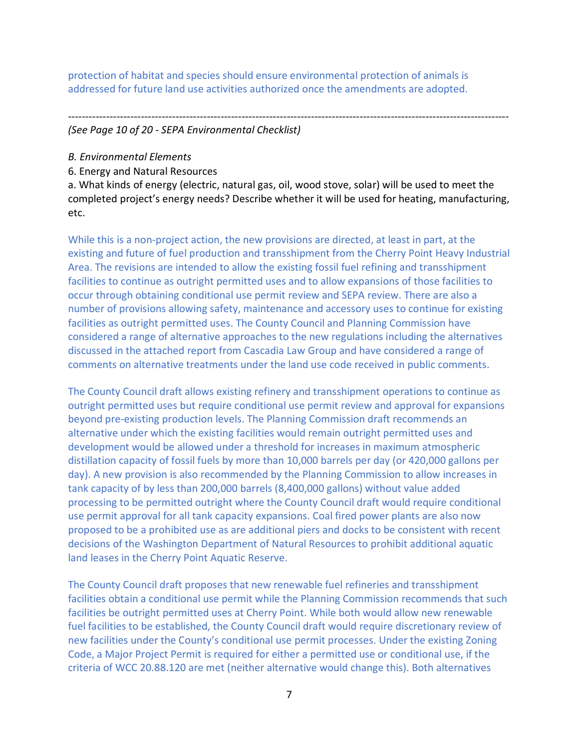protection of habitat and species should ensure environmental protection of animals is addressed for future land use activities authorized once the amendments are adopted.

---

*(See Page 10 of 20 - SEPA Environmental Checklist)*

*B. Environmental Elements*

6. Energy and Natural Resources

a. What kinds of energy (electric, natural gas, oil, wood stove, solar) will be used to meet the completed project's energy needs? Describe whether it will be used for heating, manufacturing, etc.

While this is a non-project action, the new provisions are directed, at least in part, at the existing and future of fuel production and transshipment from the Cherry Point Heavy Industrial Area. The revisions are intended to allow the existing fossil fuel refining and transshipment facilities to continue as outright permitted uses and to allow expansions of those facilities to occur through obtaining conditional use permit review and SEPA review. There are also a number of provisions allowing safety, maintenance and accessory uses to continue for existing facilities as outright permitted uses. The County Council and Planning Commission have considered a range of alternative approaches to the new regulations including the alternatives discussed in the attached report from Cascadia Law Group and have considered a range of comments on alternative treatments under the land use code received in public comments.

The County Council draft allows existing refinery and transshipment operations to continue as outright permitted uses but require conditional use permit review and approval for expansions beyond pre-existing production levels. The Planning Commission draft recommends an alternative under which the existing facilities would remain outright permitted uses and development would be allowed under a threshold for increases in maximum atmospheric distillation capacity of fossil fuels by more than 10,000 barrels per day (or 420,000 gallons per day). A new provision is also recommended by the Planning Commission to allow increases in tank capacity of by less than 200,000 barrels (8,400,000 gallons) without value added processing to be permitted outright where the County Council draft would require conditional use permit approval for all tank capacity expansions. Coal fired power plants are also now proposed to be a prohibited use as are additional piers and docks to be consistent with recent decisions of the Washington Department of Natural Resources to prohibit additional aquatic land leases in the Cherry Point Aquatic Reserve.

The County Council draft proposes that new renewable fuel refineries and transshipment facilities obtain a conditional use permit while the Planning Commission recommends that such facilities be outright permitted uses at Cherry Point. While both would allow new renewable fuel facilities to be established, the County Council draft would require discretionary review of new facilities under the County's conditional use permit processes. Under the existing Zoning Code, a Major Project Permit is required for either a permitted use or conditional use, if the criteria of WCC 20.88.120 are met (neither alternative would change this). Both alternatives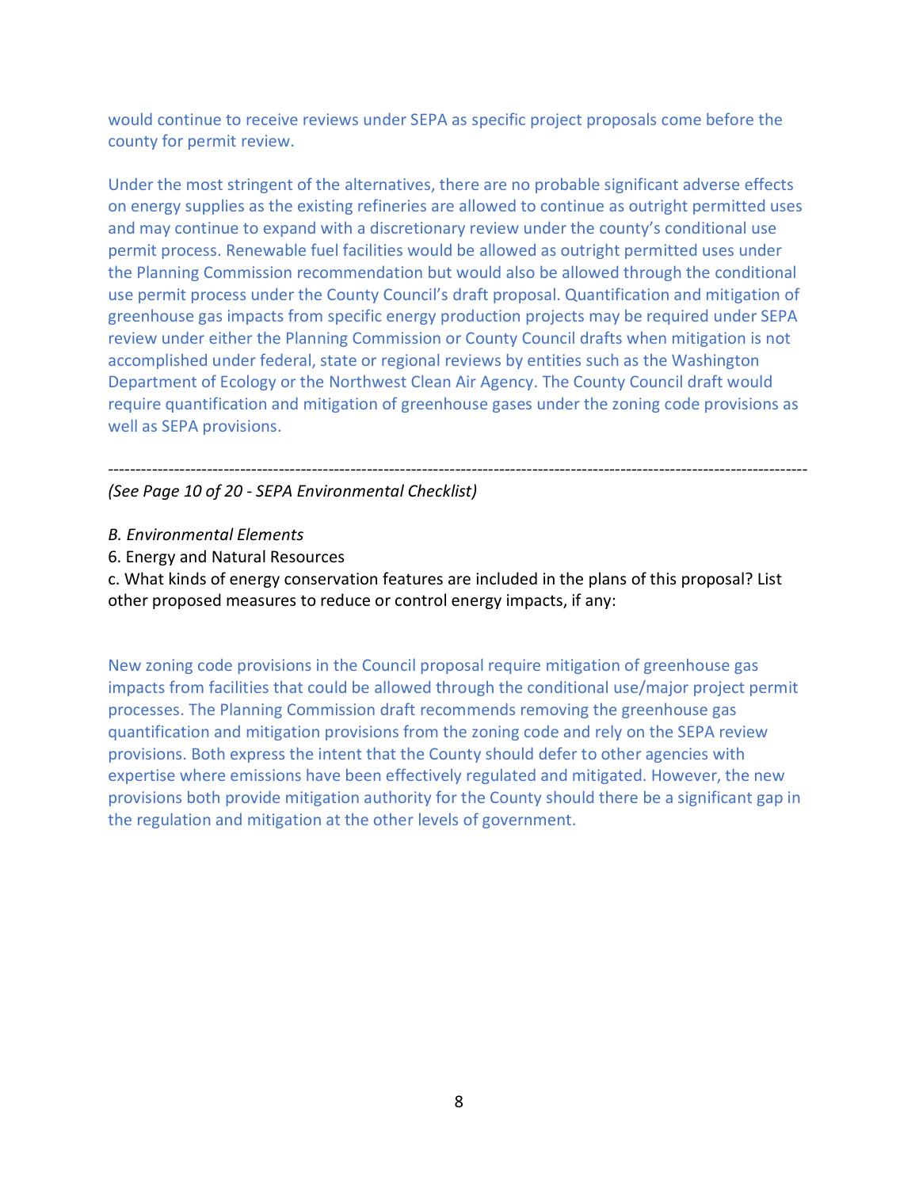would continue to receive reviews under SEPA as specific project proposals come before the county for permit review.

Under the most stringent of the alternatives, there are no probable significant adverse effects on energy supplies as the existing refineries are allowed to continue as outright permitted uses and may continue to expand with a discretionary review under the county's conditional use permit process. Renewable fuel facilities would be allowed as outright permitted uses under the Planning Commission recommendation but would also be allowed through the conditional use permit process under the County Council's draft proposal. Quantification and mitigation of greenhouse gas impacts from specific energy production projects may be required under SEPA review under either the Planning Commission or County Council drafts when mitigation is not accomplished under federal, state or regional reviews by entities such as the Washington Department of Ecology or the Northwest Clean Air Agency. The County Council draft would require quantification and mitigation of greenhouse gases under the zoning code provisions as well as SEPA provisions.

---

*(See Page 10 of 20 - SEPA Environmental Checklist)*

*B. Environmental Elements*

6. Energy and Natural Resources

c. What kinds of energy conservation features are included in the plans of this proposal? List other proposed measures to reduce or control energy impacts, if any:

New zoning code provisions in the Council proposal require mitigation of greenhouse gas impacts from facilities that could be allowed through the conditional use/major project permit processes. The Planning Commission draft recommends removing the greenhouse gas quantification and mitigation provisions from the zoning code and rely on the SEPA review provisions. Both express the intent that the County should defer to other agencies with expertise where emissions have been effectively regulated and mitigated. However, the new provisions both provide mitigation authority for the County should there be a significant gap in the regulation and mitigation at the other levels of government.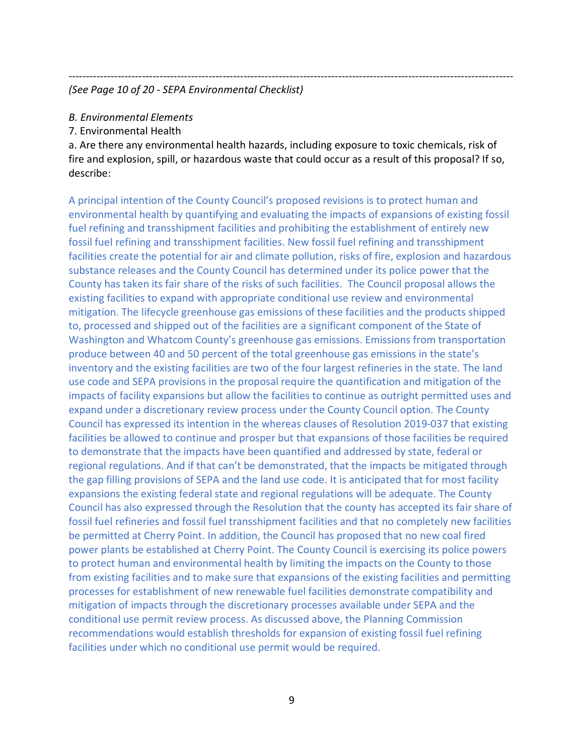---

*(See Page 10 of 20 - SEPA Environmental Checklist)*

*B. Environmental Elements*

7. Environmental Health

a. Are there any environmental health hazards, including exposure to toxic chemicals, risk of fire and explosion, spill, or hazardous waste that could occur as a result of this proposal? If so, describe:

A principal intention of the County Council's proposed revisions is to protect human and environmental health by quantifying and evaluating the impacts of expansions of existing fossil fuel refining and transshipment facilities and prohibiting the establishment of entirely new fossil fuel refining and transshipment facilities. New fossil fuel refining and transshipment facilities create the potential for air and climate pollution, risks of fire, explosion and hazardous substance releases and the County Council has determined under its police power that the County has taken its fair share of the risks of such facilities. The Council proposal allows the existing facilities to expand with appropriate conditional use review and environmental mitigation. The lifecycle greenhouse gas emissions of these facilities and the products shipped to, processed and shipped out of the facilities are a significant component of the State of Washington and Whatcom County's greenhouse gas emissions. Emissions from transportation produce between 40 and 50 percent of the total greenhouse gas emissions in the state's inventory and the existing facilities are two of the four largest refineries in the state. The land use code and SEPA provisions in the proposal require the quantification and mitigation of the impacts of facility expansions but allow the facilities to continue as outright permitted uses and expand under a discretionary review process under the County Council option. The County Council has expressed its intention in the whereas clauses of Resolution 2019-037 that existing facilities be allowed to continue and prosper but that expansions of those facilities be required to demonstrate that the impacts have been quantified and addressed by state, federal or regional regulations. And if that can't be demonstrated, that the impacts be mitigated through the gap filling provisions of SEPA and the land use code. It is anticipated that for most facility expansions the existing federal state and regional regulations will be adequate. The County Council has also expressed through the Resolution that the county has accepted its fair share of fossil fuel refineries and fossil fuel transshipment facilities and that no completely new facilities be permitted at Cherry Point. In addition, the Council has proposed that no new coal fired power plants be established at Cherry Point. The County Council is exercising its police powers to protect human and environmental health by limiting the impacts on the County to those from existing facilities and to make sure that expansions of the existing facilities and permitting processes for establishment of new renewable fuel facilities demonstrate compatibility and mitigation of impacts through the discretionary processes available under SEPA and the conditional use permit review process. As discussed above, the Planning Commission recommendations would establish thresholds for expansion of existing fossil fuel refining facilities under which no conditional use permit would be required.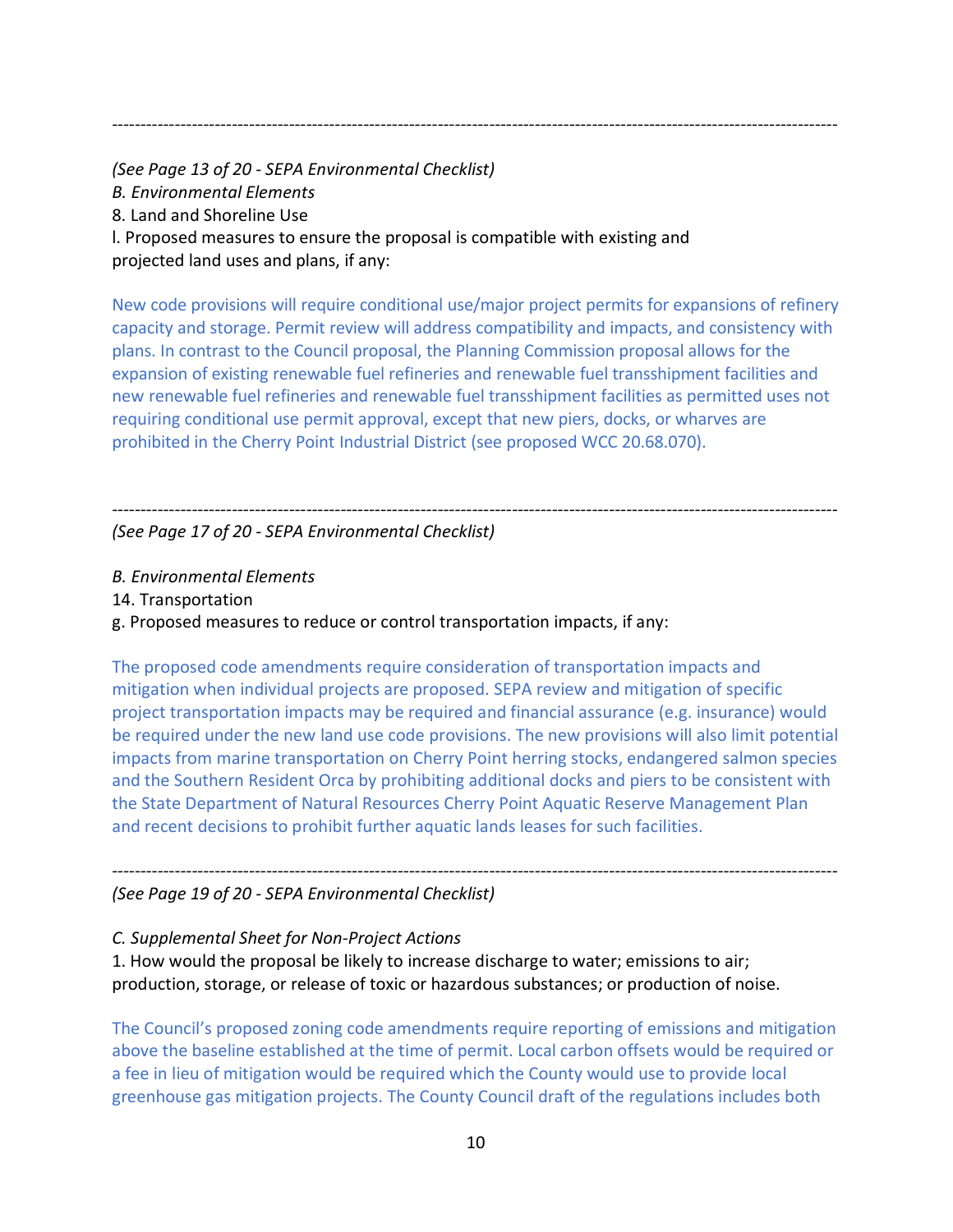---

*(See Page 13 of 20 - SEPA Environmental Checklist)*

*B. Environmental Elements*

8. Land and Shoreline Use

l. Proposed measures to ensure the proposal is compatible with existing and projected land uses and plans, if any:

New code provisions will require conditional use/major project permits for expansions of refinery capacity and storage. Permit review will address compatibility and impacts, and consistency with plans. In contrast to the Council proposal, the Planning Commission proposal allows for the expansion of existing renewable fuel refineries and renewable fuel transshipment facilities and new renewable fuel refineries and renewable fuel transshipment facilities as permitted uses not requiring conditional use permit approval, except that new piers, docks, or wharves are prohibited in the Cherry Point Industrial District (see proposed WCC 20.68.070).

---

*(See Page 17 of 20 - SEPA Environmental Checklist)*

*B. Environmental Elements*

14. Transportation

g. Proposed measures to reduce or control transportation impacts, if any:

The proposed code amendments require consideration of transportation impacts and mitigation when individual projects are proposed. SEPA review and mitigation of specific project transportation impacts may be required and financial assurance (e.g. insurance) would be required under the new land use code provisions. The new provisions will also limit potential impacts from marine transportation on Cherry Point herring stocks, endangered salmon species and the Southern Resident Orca by prohibiting additional docks and piers to be consistent with the State Department of Natural Resources Cherry Point Aquatic Reserve Management Plan and recent decisions to prohibit further aquatic lands leases for such facilities.

---

*(See Page 19 of 20 - SEPA Environmental Checklist)*

*C. Supplemental Sheet for Non-Project Actions*

1. How would the proposal be likely to increase discharge to water; emissions to air; production, storage, or release of toxic or hazardous substances; or production of noise.

The Council's proposed zoning code amendments require reporting of emissions and mitigation above the baseline established at the time of permit. Local carbon offsets would be required or a fee in lieu of mitigation would be required which the County would use to provide local greenhouse gas mitigation projects. The County Council draft of the regulations includes both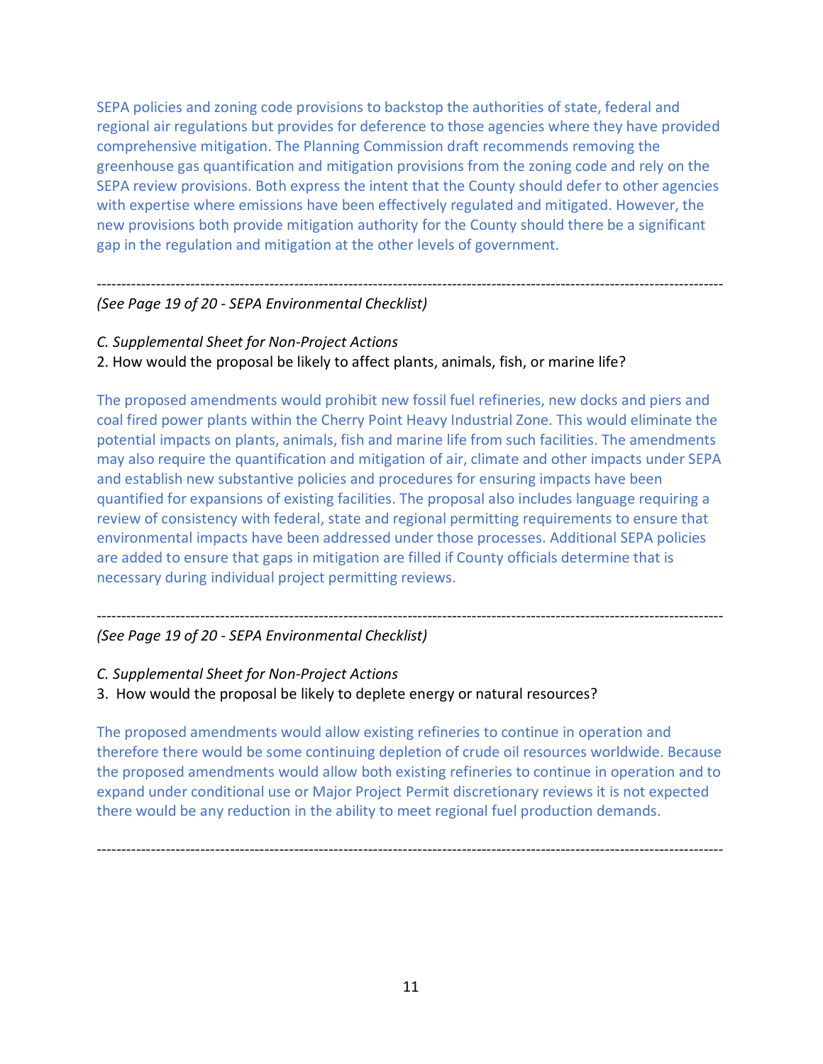SEPA policies and zoning code provisions to backstop the authorities of state, federal and regional air regulations but provides for deference to those agencies where they have provided comprehensive mitigation. The Planning Commission draft recommends removing the greenhouse gas quantification and mitigation provisions from the zoning code and rely on the SEPA review provisions. Both express the intent that the County should defer to other agencies with expertise where emissions have been effectively regulated and mitigated. However, the new provisions both provide mitigation authority for the County should there be a significant gap in the regulation and mitigation at the other levels of government.

---

*(See Page 19 of 20 - SEPA Environmental Checklist)*

*C. Supplemental Sheet for Non-Project Actions*

2. How would the proposal be likely to affect plants, animals, fish, or marine life?

The proposed amendments would prohibit new fossil fuel refineries, new docks and piers and coal fired power plants within the Cherry Point Heavy Industrial Zone. This would eliminate the potential impacts on plants, animals, fish and marine life from such facilities. The amendments may also require the quantification and mitigation of air, climate and other impacts under SEPA and establish new substantive policies and procedures for ensuring impacts have been quantified for expansions of existing facilities. The proposal also includes language requiring a review of consistency with federal, state and regional permitting requirements to ensure that environmental impacts have been addressed under those processes. Additional SEPA policies are added to ensure that gaps in mitigation are filled if County officials determine that is necessary during individual project permitting reviews.

---

*(See Page 19 of 20 - SEPA Environmental Checklist)*

*C. Supplemental Sheet for Non-Project Actions*

3. How would the proposal be likely to deplete energy or natural resources?

The proposed amendments would allow existing refineries to continue in operation and therefore there would be some continuing depletion of crude oil resources worldwide. Because the proposed amendments would allow both existing refineries to continue in operation and to expand under conditional use or Major Project Permit discretionary reviews it is not expected there would be any reduction in the ability to meet regional fuel production demands.

---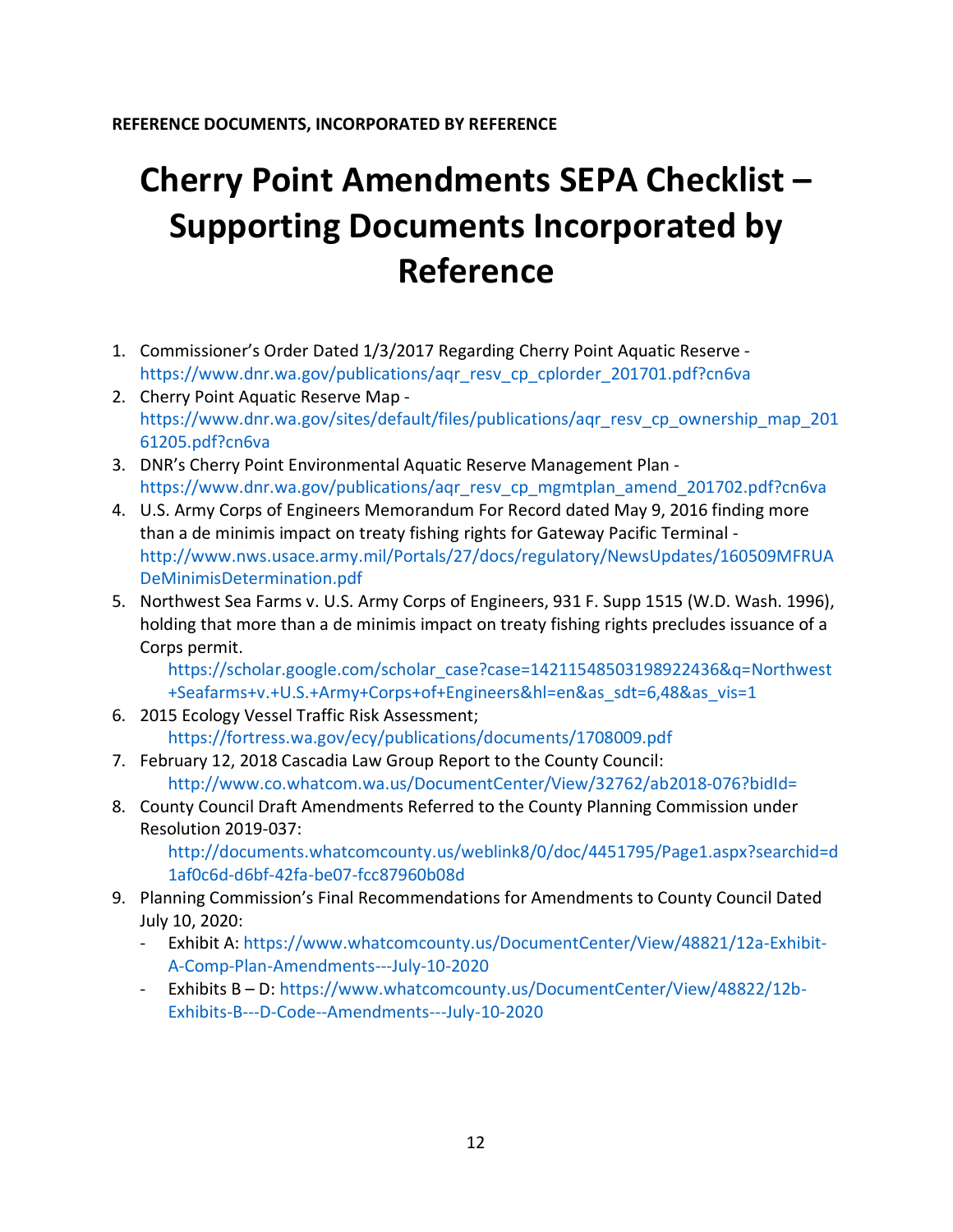**REFERENCE DOCUMENTS, INCORPORATED BY REFERENCE**

# Cherry Point Amendments SEPA Checklist – Supporting Documents Incorporated by Reference

1. Commissioner's Order Dated 1/3/2017 Regarding Cherry Point Aquatic Reserve - https://www.dnr.wa.gov/publications/aqr_resv_cp_cplorder_201701.pdf?cn6va
2. Cherry Point Aquatic Reserve Map - https://www.dnr.wa.gov/sites/default/files/publications/aqr_resv_cp_ownership_map_20161205.pdf?cn6va
3. DNR's Cherry Point Environmental Aquatic Reserve Management Plan - https://www.dnr.wa.gov/publications/aqr_resv_cp_mgmtplan_amend_201702.pdf?cn6va
4. U.S. Army Corps of Engineers Memorandum For Record dated May 9, 2016 finding more than a de minimis impact on treaty fishing rights for Gateway Pacific Terminal - http://www.nws.usace.army.mil/Portals/27/docs/regulatory/NewsUpdates/160509MFRUADeMinimisDetermination.pdf
5. Northwest Sea Farms v. U.S. Army Corps of Engineers, 931 F. Supp 1515 (W.D. Wash. 1996), holding that more than a de minimis impact on treaty fishing rights precludes issuance of a Corps permit.
   https://scholar.google.com/scholar_case?case=14211548503198922436&q=Northwest+Seafarms+v.+U.S.+Army+Corps+of+Engineers&hl=en&as_sdt=6,48&as_vis=1
6. 2015 Ecology Vessel Traffic Risk Assessment;
   https://fortress.wa.gov/ecy/publications/documents/1708009.pdf
7. February 12, 2018 Cascadia Law Group Report to the County Council:
   http://www.co.whatcom.wa.us/DocumentCenter/View/32762/ab2018-076?bidId=
8. County Council Draft Amendments Referred to the County Planning Commission under Resolution 2019-037:
   http://documents.whatcomcounty.us/weblink8/0/doc/4451795/Page1.aspx?searchid=d1af0c6d-d6bf-42fa-be07-fcc87960b08d
9. Planning Commission's Final Recommendations for Amendments to County Council Dated July 10, 2020:
   - Exhibit A: https://www.whatcomcounty.us/DocumentCenter/View/48821/12a-Exhibit-A-Comp-Plan-Amendments---July-10-2020
   - Exhibits B – D: https://www.whatcomcounty.us/DocumentCenter/View/48822/12b-Exhibits-B---D-Code--Amendments---July-10-2020